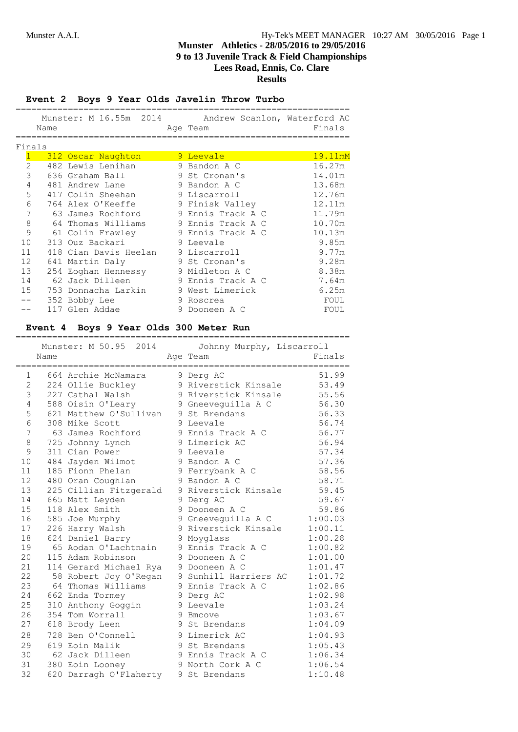Munster A.A.I. Hy-Tek's MEET MANAGER 10:27 AM 30/05/2016

# Munster Athletics - 28/05/2016 to 29/05/2016
## 9 to 13 Juvenile Track & Field Championships
## Lees Road, Ennis, Co. Clare
## Results

### Event 2 Boys 9 Year Olds Javelin Throw Turbo

Munster: M 16.55m 2014 Andrew Scanlon, Waterford AC

**Finals**

| Place | Name | Age | Team | Finals |
|---|---|---|---|---|
| 1 | 312 Oscar Naughton | 9 | Leevale | 19.11mM |
| 2 | 482 Lewis Lenihan | 9 | Bandon A C | 16.27m |
| 3 | 636 Graham Ball | 9 | St Cronan's | 14.01m |
| 4 | 481 Andrew Lane | 9 | Bandon A C | 13.68m |
| 5 | 417 Colin Sheehan | 9 | Liscarroll | 12.76m |
| 6 | 764 Alex O'Keeffe | 9 | Finisk Valley | 12.11m |
| 7 | 63 James Rochford | 9 | Ennis Track A C | 11.79m |
| 8 | 64 Thomas Williams | 9 | Ennis Track A C | 10.70m |
| 9 | 61 Colin Frawley | 9 | Ennis Track A C | 10.13m |
| 10 | 313 Ouz Backari | 9 | Leevale | 9.85m |
| 11 | 418 Cian Davis Heelan | 9 | Liscarroll | 9.77m |
| 12 | 641 Martin Daly | 9 | St Cronan's | 9.28m |
| 13 | 254 Eoghan Hennessy | 9 | Midleton A C | 8.38m |
| 14 | 62 Jack Dilleen | 9 | Ennis Track A C | 7.64m |
| 15 | 753 Donnacha Larkin | 9 | West Limerick | 6.25m |
| -- | 352 Bobby Lee | 9 | Roscrea | FOUL |
| -- | 117 Glen Addae | 9 | Dooneen A C | FOUL |

### Event 4 Boys 9 Year Olds 300 Meter Run

Munster: M 50.95 2014 Johnny Murphy, Liscarroll

| Place | Name | Age | Team | Finals |
|---|---|---|---|---|
| 1 | 664 Archie McNamara | 9 | Derg AC | 51.99 |
| 2 | 224 Ollie Buckley | 9 | Riverstick Kinsale | 53.49 |
| 3 | 227 Cathal Walsh | 9 | Riverstick Kinsale | 55.56 |
| 4 | 588 Oisin O'Leary | 9 | Gneeveguilla A C | 56.30 |
| 5 | 621 Matthew O'Sullivan | 9 | St Brendans | 56.33 |
| 6 | 308 Mike Scott | 9 | Leevale | 56.74 |
| 7 | 63 James Rochford | 9 | Ennis Track A C | 56.77 |
| 8 | 725 Johnny Lynch | 9 | Limerick AC | 56.94 |
| 9 | 311 Cian Power | 9 | Leevale | 57.34 |
| 10 | 484 Jayden Wilmot | 9 | Bandon A C | 57.36 |
| 11 | 185 Fionn Phelan | 9 | Ferrybank A C | 58.56 |
| 12 | 480 Oran Coughlan | 9 | Bandon A C | 58.71 |
| 13 | 225 Cillian Fitzgerald | 9 | Riverstick Kinsale | 59.45 |
| 14 | 665 Matt Leyden | 9 | Derg AC | 59.67 |
| 15 | 118 Alex Smith | 9 | Dooneen A C | 59.86 |
| 16 | 585 Joe Murphy | 9 | Gneeveguilla A C | 1:00.03 |
| 17 | 226 Harry Walsh | 9 | Riverstick Kinsale | 1:00.11 |
| 18 | 624 Daniel Barry | 9 | Moyglass | 1:00.28 |
| 19 | 65 Aodan O'Lachtnain | 9 | Ennis Track A C | 1:00.82 |
| 20 | 115 Adam Robinson | 9 | Dooneen A C | 1:01.00 |
| 21 | 114 Gerard Michael Rya | 9 | Dooneen A C | 1:01.47 |
| 22 | 58 Robert Joy O'Regan | 9 | Sunhill Harriers AC | 1:01.72 |
| 23 | 64 Thomas Williams | 9 | Ennis Track A C | 1:02.86 |
| 24 | 662 Enda Tormey | 9 | Derg AC | 1:02.98 |
| 25 | 310 Anthony Goggin | 9 | Leevale | 1:03.24 |
| 26 | 354 Tom Worrall | 9 | Bmcove | 1:03.67 |
| 27 | 618 Brody Leen | 9 | St Brendans | 1:04.09 |
| 28 | 728 Ben O'Connell | 9 | Limerick AC | 1:04.93 |
| 29 | 619 Eoin Malik | 9 | St Brendans | 1:05.43 |
| 30 | 62 Jack Dilleen | 9 | Ennis Track A C | 1:06.34 |
| 31 | 380 Eoin Looney | 9 | North Cork A C | 1:06.54 |
| 32 | 620 Darragh O'Flaherty | 9 | St Brendans | 1:10.48 |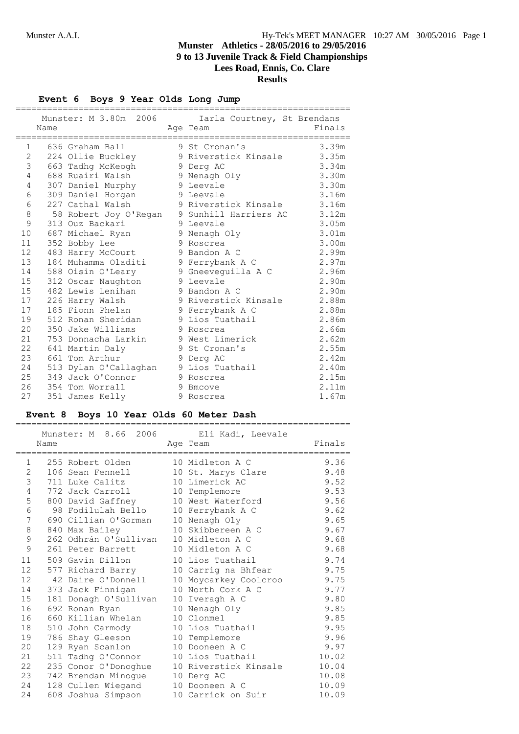# Munster Athletics - 28/05/2016 to 29/05/2016
## 9 to 13 Juvenile Track & Field Championships
## Lees Road, Ennis, Co. Clare
## Results

### Event 6 Boys 9 Year Olds Long Jump

Munster: M 3.80m 2006 Iarla Courtney, St Brendans

| | Name | Age | Team | Finals |
|---|---|---|---|---|
| 1 | 636 Graham Ball | 9 | St Cronan's | 3.39m |
| 2 | 224 Ollie Buckley | 9 | Riverstick Kinsale | 3.35m |
| 3 | 663 Tadhg McKeogh | 9 | Derg AC | 3.34m |
| 4 | 688 Ruairi Walsh | 9 | Nenagh Oly | 3.30m |
| 4 | 307 Daniel Murphy | 9 | Leevale | 3.30m |
| 6 | 309 Daniel Horgan | 9 | Leevale | 3.16m |
| 6 | 227 Cathal Walsh | 9 | Riverstick Kinsale | 3.16m |
| 8 | 58 Robert Joy O'Regan | 9 | Sunhill Harriers AC | 3.12m |
| 9 | 313 Ouz Backari | 9 | Leevale | 3.05m |
| 10 | 687 Michael Ryan | 9 | Nenagh Oly | 3.01m |
| 11 | 352 Bobby Lee | 9 | Roscrea | 3.00m |
| 12 | 483 Harry McCourt | 9 | Bandon A C | 2.99m |
| 13 | 184 Muhamma Oladiti | 9 | Ferrybank A C | 2.97m |
| 14 | 588 Oisin O'Leary | 9 | Gneeveguilla A C | 2.96m |
| 15 | 312 Oscar Naughton | 9 | Leevale | 2.90m |
| 15 | 482 Lewis Lenihan | 9 | Bandon A C | 2.90m |
| 17 | 226 Harry Walsh | 9 | Riverstick Kinsale | 2.88m |
| 17 | 185 Fionn Phelan | 9 | Ferrybank A C | 2.88m |
| 19 | 512 Ronan Sheridan | 9 | Lios Tuathail | 2.86m |
| 20 | 350 Jake Williams | 9 | Roscrea | 2.66m |
| 21 | 753 Donnacha Larkin | 9 | West Limerick | 2.62m |
| 22 | 641 Martin Daly | 9 | St Cronan's | 2.55m |
| 23 | 661 Tom Arthur | 9 | Derg AC | 2.42m |
| 24 | 513 Dylan O'Callaghan | 9 | Lios Tuathail | 2.40m |
| 25 | 349 Jack O'Connor | 9 | Roscrea | 2.15m |
| 26 | 354 Tom Worrall | 9 | Bmcove | 2.11m |
| 27 | 351 James Kelly | 9 | Roscrea | 1.67m |

### Event 8 Boys 10 Year Olds 60 Meter Dash

Munster: M 8.66 2006 Eli Kadi, Leevale

| | Name | Age | Team | Finals |
|---|---|---|---|---|
| 1 | 255 Robert Olden | 10 | Midleton A C | 9.36 |
| 2 | 106 Sean Fennell | 10 | St. Marys Clare | 9.48 |
| 3 | 711 Luke Calitz | 10 | Limerick AC | 9.52 |
| 4 | 772 Jack Carroll | 10 | Templemore | 9.53 |
| 5 | 800 David Gaffney | 10 | West Waterford | 9.56 |
| 6 | 98 Fodilulah Bello | 10 | Ferrybank A C | 9.62 |
| 7 | 690 Cillian O'Gorman | 10 | Nenagh Oly | 9.65 |
| 8 | 840 Max Bailey | 10 | Skibbereen A C | 9.67 |
| 9 | 262 Odhrán O'Sullivan | 10 | Midleton A C | 9.68 |
| 9 | 261 Peter Barrett | 10 | Midleton A C | 9.68 |
| 11 | 509 Gavin Dillon | 10 | Lios Tuathail | 9.74 |
| 12 | 577 Richard Barry | 10 | Carrig na Bhfear | 9.75 |
| 12 | 42 Daire O'Donnell | 10 | Moycarkey Coolcroo | 9.75 |
| 14 | 373 Jack Finnigan | 10 | North Cork A C | 9.77 |
| 15 | 181 Donagh O'Sullivan | 10 | Iveragh A C | 9.80 |
| 16 | 692 Ronan Ryan | 10 | Nenagh Oly | 9.85 |
| 16 | 660 Killian Whelan | 10 | Clonmel | 9.85 |
| 18 | 510 John Carmody | 10 | Lios Tuathail | 9.95 |
| 19 | 786 Shay Gleeson | 10 | Templemore | 9.96 |
| 20 | 129 Ryan Scanlon | 10 | Dooneen A C | 9.97 |
| 21 | 511 Tadhg O'Connor | 10 | Lios Tuathail | 10.02 |
| 22 | 235 Conor O'Donoghue | 10 | Riverstick Kinsale | 10.04 |
| 23 | 742 Brendan Minogue | 10 | Derg AC | 10.08 |
| 24 | 128 Cullen Wiegand | 10 | Dooneen A C | 10.09 |
| 24 | 608 Joshua Simpson | 10 | Carrick on Suir | 10.09 |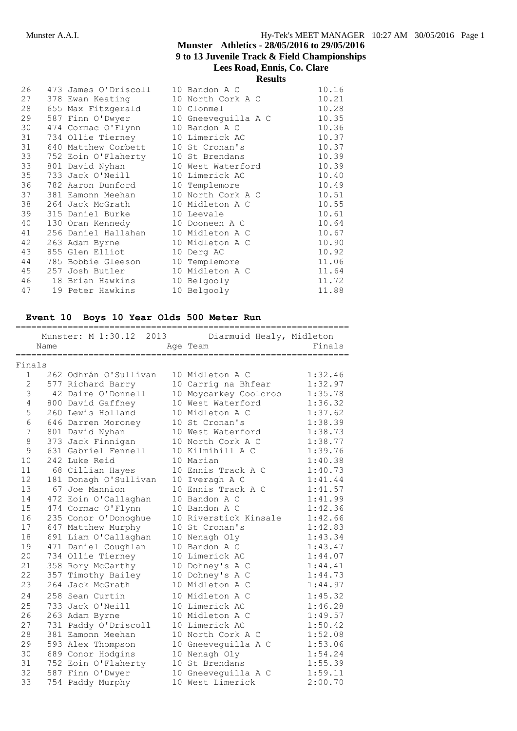# Munster Athletics - 28/05/2016 to 29/05/2016

## 9 to 13 Juvenile Track & Field Championships

### Lees Road, Ennis, Co. Clare

### Results

| | | Name | Age | Team | Finals |
|---|---|---|---|---|---|
| 26 | 473 | James O'Driscoll | 10 | Bandon A C | 10.16 |
| 27 | 378 | Ewan Keating | 10 | North Cork A C | 10.21 |
| 28 | 655 | Max Fitzgerald | 10 | Clonmel | 10.28 |
| 29 | 587 | Finn O'Dwyer | 10 | Gneeveguilla A C | 10.35 |
| 30 | 474 | Cormac O'Flynn | 10 | Bandon A C | 10.36 |
| 31 | 734 | Ollie Tierney | 10 | Limerick AC | 10.37 |
| 31 | 640 | Matthew Corbett | 10 | St Cronan's | 10.37 |
| 33 | 752 | Eoin O'Flaherty | 10 | St Brendans | 10.39 |
| 33 | 801 | David Nyhan | 10 | West Waterford | 10.39 |
| 35 | 733 | Jack O'Neill | 10 | Limerick AC | 10.40 |
| 36 | 782 | Aaron Dunford | 10 | Templemore | 10.49 |
| 37 | 381 | Eamonn Meehan | 10 | North Cork A C | 10.51 |
| 38 | 264 | Jack McGrath | 10 | Midleton A C | 10.55 |
| 39 | 315 | Daniel Burke | 10 | Leevale | 10.61 |
| 40 | 130 | Oran Kennedy | 10 | Dooneen A C | 10.64 |
| 41 | 256 | Daniel Hallahan | 10 | Midleton A C | 10.67 |
| 42 | 263 | Adam Byrne | 10 | Midleton A C | 10.90 |
| 43 | 855 | Glen Elliot | 10 | Derg AC | 10.92 |
| 44 | 785 | Bobbie Gleeson | 10 | Templemore | 11.06 |
| 45 | 257 | Josh Butler | 10 | Midleton A C | 11.64 |
| 46 | 18 | Brian Hawkins | 10 | Belgooly | 11.72 |
| 47 | 19 | Peter Hawkins | 10 | Belgooly | 11.88 |

### Event 10 Boys 10 Year Olds 500 Meter Run

Munster: M 1:30.12 2013 Diarmuid Healy, Midleton

**Finals**

| | | Name | Age | Team | Finals |
|---|---|---|---|---|---|
| 1 | 262 | Odhrán O'Sullivan | 10 | Midleton A C | 1:32.46 |
| 2 | 577 | Richard Barry | 10 | Carrig na Bhfear | 1:32.97 |
| 3 | 42 | Daire O'Donnell | 10 | Moycarkey Coolcroo | 1:35.78 |
| 4 | 800 | David Gaffney | 10 | West Waterford | 1:36.32 |
| 5 | 260 | Lewis Holland | 10 | Midleton A C | 1:37.62 |
| 6 | 646 | Darren Moroney | 10 | St Cronan's | 1:38.39 |
| 7 | 801 | David Nyhan | 10 | West Waterford | 1:38.73 |
| 8 | 373 | Jack Finnigan | 10 | North Cork A C | 1:38.77 |
| 9 | 631 | Gabriel Fennell | 10 | Kilmihill A C | 1:39.76 |
| 10 | 242 | Luke Reid | 10 | Marian | 1:40.38 |
| 11 | 68 | Cillian Hayes | 10 | Ennis Track A C | 1:40.73 |
| 12 | 181 | Donagh O'Sullivan | 10 | Iveragh A C | 1:41.44 |
| 13 | 67 | Joe Mannion | 10 | Ennis Track A C | 1:41.57 |
| 14 | 472 | Eoin O'Callaghan | 10 | Bandon A C | 1:41.99 |
| 15 | 474 | Cormac O'Flynn | 10 | Bandon A C | 1:42.36 |
| 16 | 235 | Conor O'Donoghue | 10 | Riverstick Kinsale | 1:42.66 |
| 17 | 647 | Matthew Murphy | 10 | St Cronan's | 1:42.83 |
| 18 | 691 | Liam O'Callaghan | 10 | Nenagh Oly | 1:43.34 |
| 19 | 471 | Daniel Coughlan | 10 | Bandon A C | 1:43.47 |
| 20 | 734 | Ollie Tierney | 10 | Limerick AC | 1:44.07 |
| 21 | 358 | Rory McCarthy | 10 | Dohney's A C | 1:44.41 |
| 22 | 357 | Timothy Bailey | 10 | Dohney's A C | 1:44.73 |
| 23 | 264 | Jack McGrath | 10 | Midleton A C | 1:44.97 |
| 24 | 258 | Sean Curtin | 10 | Midleton A C | 1:45.32 |
| 25 | 733 | Jack O'Neill | 10 | Limerick AC | 1:46.28 |
| 26 | 263 | Adam Byrne | 10 | Midleton A C | 1:49.57 |
| 27 | 731 | Paddy O'Driscoll | 10 | Limerick AC | 1:50.42 |
| 28 | 381 | Eamonn Meehan | 10 | North Cork A C | 1:52.08 |
| 29 | 593 | Alex Thompson | 10 | Gneeveguilla A C | 1:53.06 |
| 30 | 689 | Conor Hodgins | 10 | Nenagh Oly | 1:54.24 |
| 31 | 752 | Eoin O'Flaherty | 10 | St Brendans | 1:55.39 |
| 32 | 587 | Finn O'Dwyer | 10 | Gneeveguilla A C | 1:59.11 |
| 33 | 754 | Paddy Murphy | 10 | West Limerick | 2:00.70 |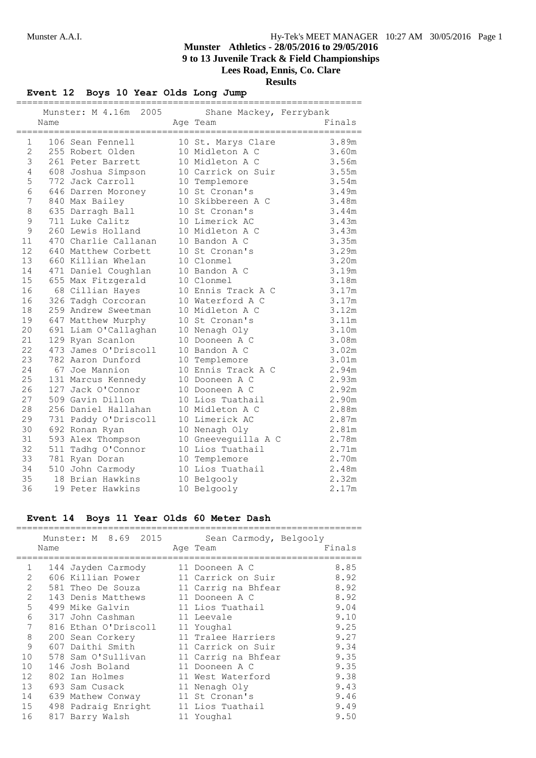**Munster Athletics - 28/05/2016 to 29/05/2016**
**9 to 13 Juvenile Track & Field Championships**
**Lees Road, Ennis, Co. Clare**
**Results**

## Event 12 Boys 10 Year Olds Long Jump

Munster: M 4.16m 2005 Shane Mackey, Ferrybank

| | Name | Age | Team | Finals |
|---|---|---|---|---|
| 1 | 106 Sean Fennell | 10 | St. Marys Clare | 3.89m |
| 2 | 255 Robert Olden | 10 | Midleton A C | 3.60m |
| 3 | 261 Peter Barrett | 10 | Midleton A C | 3.56m |
| 4 | 608 Joshua Simpson | 10 | Carrick on Suir | 3.55m |
| 5 | 772 Jack Carroll | 10 | Templemore | 3.54m |
| 6 | 646 Darren Moroney | 10 | St Cronan's | 3.49m |
| 7 | 840 Max Bailey | 10 | Skibbereen A C | 3.48m |
| 8 | 635 Darragh Ball | 10 | St Cronan's | 3.44m |
| 9 | 711 Luke Calitz | 10 | Limerick AC | 3.43m |
| 9 | 260 Lewis Holland | 10 | Midleton A C | 3.43m |
| 11 | 470 Charlie Callanan | 10 | Bandon A C | 3.35m |
| 12 | 640 Matthew Corbett | 10 | St Cronan's | 3.29m |
| 13 | 660 Killian Whelan | 10 | Clonmel | 3.20m |
| 14 | 471 Daniel Coughlan | 10 | Bandon A C | 3.19m |
| 15 | 655 Max Fitzgerald | 10 | Clonmel | 3.18m |
| 16 | 68 Cillian Hayes | 10 | Ennis Track A C | 3.17m |
| 16 | 326 Tadgh Corcoran | 10 | Waterford A C | 3.17m |
| 18 | 259 Andrew Sweetman | 10 | Midleton A C | 3.12m |
| 19 | 647 Matthew Murphy | 10 | St Cronan's | 3.11m |
| 20 | 691 Liam O'Callaghan | 10 | Nenagh Oly | 3.10m |
| 21 | 129 Ryan Scanlon | 10 | Dooneen A C | 3.08m |
| 22 | 473 James O'Driscoll | 10 | Bandon A C | 3.02m |
| 23 | 782 Aaron Dunford | 10 | Templemore | 3.01m |
| 24 | 67 Joe Mannion | 10 | Ennis Track A C | 2.94m |
| 25 | 131 Marcus Kennedy | 10 | Dooneen A C | 2.93m |
| 26 | 127 Jack O'Connor | 10 | Dooneen A C | 2.92m |
| 27 | 509 Gavin Dillon | 10 | Lios Tuathail | 2.90m |
| 28 | 256 Daniel Hallahan | 10 | Midleton A C | 2.88m |
| 29 | 731 Paddy O'Driscoll | 10 | Limerick AC | 2.87m |
| 30 | 692 Ronan Ryan | 10 | Nenagh Oly | 2.81m |
| 31 | 593 Alex Thompson | 10 | Gneeveguilla A C | 2.78m |
| 32 | 511 Tadhg O'Connor | 10 | Lios Tuathail | 2.71m |
| 33 | 781 Ryan Doran | 10 | Templemore | 2.70m |
| 34 | 510 John Carmody | 10 | Lios Tuathail | 2.48m |
| 35 | 18 Brian Hawkins | 10 | Belgooly | 2.32m |
| 36 | 19 Peter Hawkins | 10 | Belgooly | 2.17m |

## Event 14 Boys 11 Year Olds 60 Meter Dash

Munster: M 8.69 2015 Sean Carmody, Belgooly

| | Name | Age | Team | Finals |
|---|---|---|---|---|
| 1 | 144 Jayden Carmody | 11 | Dooneen A C | 8.85 |
| 2 | 606 Killian Power | 11 | Carrick on Suir | 8.92 |
| 2 | 581 Theo De Souza | 11 | Carrig na Bhfear | 8.92 |
| 2 | 143 Denis Matthews | 11 | Dooneen A C | 8.92 |
| 5 | 499 Mike Galvin | 11 | Lios Tuathail | 9.04 |
| 6 | 317 John Cashman | 11 | Leevale | 9.10 |
| 7 | 816 Ethan O'Driscoll | 11 | Youghal | 9.25 |
| 8 | 200 Sean Corkery | 11 | Tralee Harriers | 9.27 |
| 9 | 607 Daithi Smith | 11 | Carrick on Suir | 9.34 |
| 10 | 578 Sam O'Sullivan | 11 | Carrig na Bhfear | 9.35 |
| 10 | 146 Josh Boland | 11 | Dooneen A C | 9.35 |
| 12 | 802 Ian Holmes | 11 | West Waterford | 9.38 |
| 13 | 693 Sam Cusack | 11 | Nenagh Oly | 9.43 |
| 14 | 639 Mathew Conway | 11 | St Cronan's | 9.46 |
| 15 | 498 Padraig Enright | 11 | Lios Tuathail | 9.49 |
| 16 | 817 Barry Walsh | 11 | Youghal | 9.50 |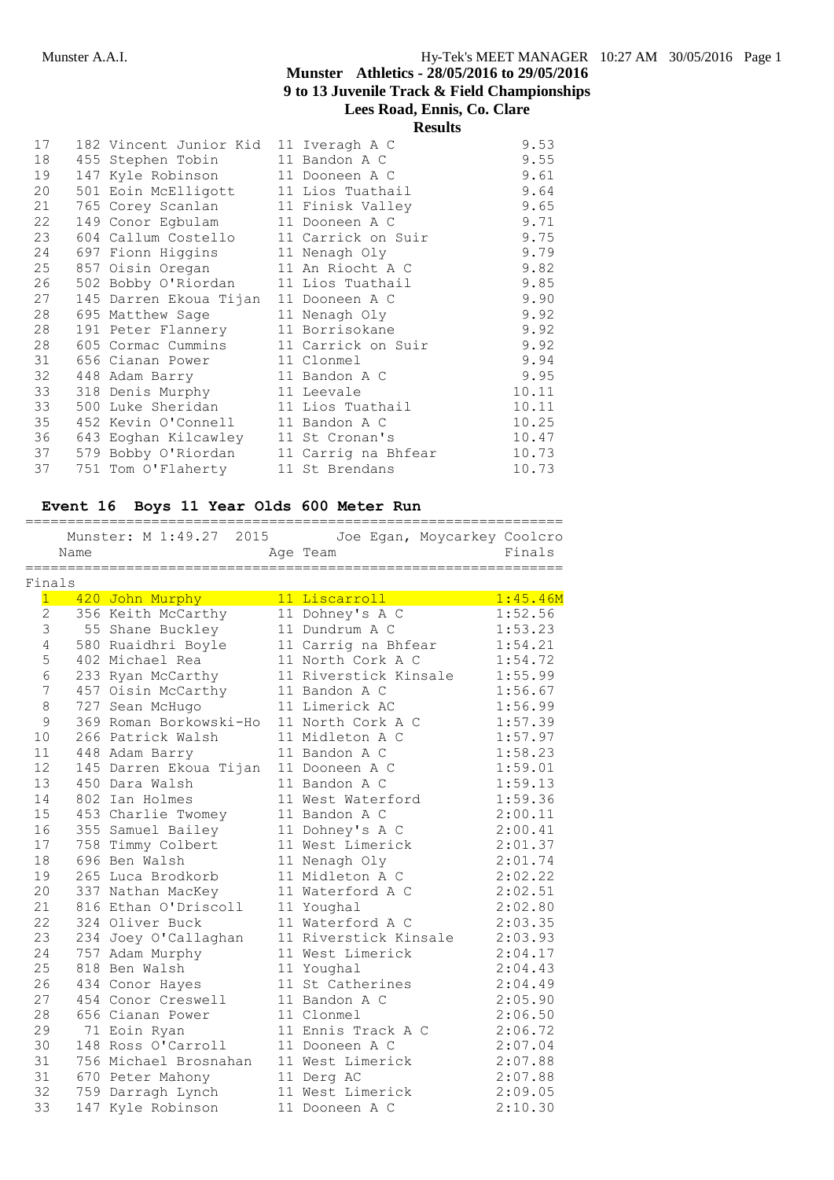Munster Athletics - 28/05/2016 to 29/05/2016
9 to 13 Juvenile Track & Field Championships
Lees Road, Ennis, Co. Clare
Results

| Place | Name | Age | Team | Finals |
|---|---|---|---|---|
| 17 | 182 Vincent Junior Kid | 11 | Iveragh A C | 9.53 |
| 18 | 455 Stephen Tobin | 11 | Bandon A C | 9.55 |
| 19 | 147 Kyle Robinson | 11 | Dooneen A C | 9.61 |
| 20 | 501 Eoin McElligott | 11 | Lios Tuathail | 9.64 |
| 21 | 765 Corey Scanlan | 11 | Finisk Valley | 9.65 |
| 22 | 149 Conor Egbulam | 11 | Dooneen A C | 9.71 |
| 23 | 604 Callum Costello | 11 | Carrick on Suir | 9.75 |
| 24 | 697 Fionn Higgins | 11 | Nenagh Oly | 9.79 |
| 25 | 857 Oisin Oregan | 11 | An Riocht A C | 9.82 |
| 26 | 502 Bobby O'Riordan | 11 | Lios Tuathail | 9.85 |
| 27 | 145 Darren Ekoua Tijan | 11 | Dooneen A C | 9.90 |
| 28 | 695 Matthew Sage | 11 | Nenagh Oly | 9.92 |
| 28 | 191 Peter Flannery | 11 | Borrisokane | 9.92 |
| 28 | 605 Cormac Cummins | 11 | Carrick on Suir | 9.92 |
| 31 | 656 Cianan Power | 11 | Clonmel | 9.94 |
| 32 | 448 Adam Barry | 11 | Bandon A C | 9.95 |
| 33 | 318 Denis Murphy | 11 | Leevale | 10.11 |
| 33 | 500 Luke Sheridan | 11 | Lios Tuathail | 10.11 |
| 35 | 452 Kevin O'Connell | 11 | Bandon A C | 10.25 |
| 36 | 643 Eoghan Kilcawley | 11 | St Cronan's | 10.47 |
| 37 | 579 Bobby O'Riordan | 11 | Carrig na Bhfear | 10.73 |
| 37 | 751 Tom O'Flaherty | 11 | St Brendans | 10.73 |

## Event 16 Boys 11 Year Olds 600 Meter Run

Munster: M 1:49.27 2015 Joe Egan, Moycarkey Coolcro

**Finals**

| Place | Name | Age | Team | Finals |
|---|---|---|---|---|
| 1 | 420 John Murphy | 11 | Liscarroll | 1:45.46M |
| 2 | 356 Keith McCarthy | 11 | Dohney's A C | 1:52.56 |
| 3 | 55 Shane Buckley | 11 | Dundrum A C | 1:53.23 |
| 4 | 580 Ruaidhri Boyle | 11 | Carrig na Bhfear | 1:54.21 |
| 5 | 402 Michael Rea | 11 | North Cork A C | 1:54.72 |
| 6 | 233 Ryan McCarthy | 11 | Riverstick Kinsale | 1:55.99 |
| 7 | 457 Oisin McCarthy | 11 | Bandon A C | 1:56.67 |
| 8 | 727 Sean McHugo | 11 | Limerick AC | 1:56.99 |
| 9 | 369 Roman Borkowski-Ho | 11 | North Cork A C | 1:57.39 |
| 10 | 266 Patrick Walsh | 11 | Midleton A C | 1:57.97 |
| 11 | 448 Adam Barry | 11 | Bandon A C | 1:58.23 |
| 12 | 145 Darren Ekoua Tijan | 11 | Dooneen A C | 1:59.01 |
| 13 | 450 Dara Walsh | 11 | Bandon A C | 1:59.13 |
| 14 | 802 Ian Holmes | 11 | West Waterford | 1:59.36 |
| 15 | 453 Charlie Twomey | 11 | Bandon A C | 2:00.11 |
| 16 | 355 Samuel Bailey | 11 | Dohney's A C | 2:00.41 |
| 17 | 758 Timmy Colbert | 11 | West Limerick | 2:01.37 |
| 18 | 696 Ben Walsh | 11 | Nenagh Oly | 2:01.74 |
| 19 | 265 Luca Brodkorb | 11 | Midleton A C | 2:02.22 |
| 20 | 337 Nathan MacKey | 11 | Waterford A C | 2:02.51 |
| 21 | 816 Ethan O'Driscoll | 11 | Youghal | 2:02.80 |
| 22 | 324 Oliver Buck | 11 | Waterford A C | 2:03.35 |
| 23 | 234 Joey O'Callaghan | 11 | Riverstick Kinsale | 2:03.93 |
| 24 | 757 Adam Murphy | 11 | West Limerick | 2:04.17 |
| 25 | 818 Ben Walsh | 11 | Youghal | 2:04.43 |
| 26 | 434 Conor Hayes | 11 | St Catherines | 2:04.49 |
| 27 | 454 Conor Creswell | 11 | Bandon A C | 2:05.90 |
| 28 | 656 Cianan Power | 11 | Clonmel | 2:06.50 |
| 29 | 71 Eoin Ryan | 11 | Ennis Track A C | 2:06.72 |
| 30 | 148 Ross O'Carroll | 11 | Dooneen A C | 2:07.04 |
| 31 | 756 Michael Brosnahan | 11 | West Limerick | 2:07.88 |
| 31 | 670 Peter Mahony | 11 | Derg AC | 2:07.88 |
| 32 | 759 Darragh Lynch | 11 | West Limerick | 2:09.05 |
| 33 | 147 Kyle Robinson | 11 | Dooneen A C | 2:10.30 |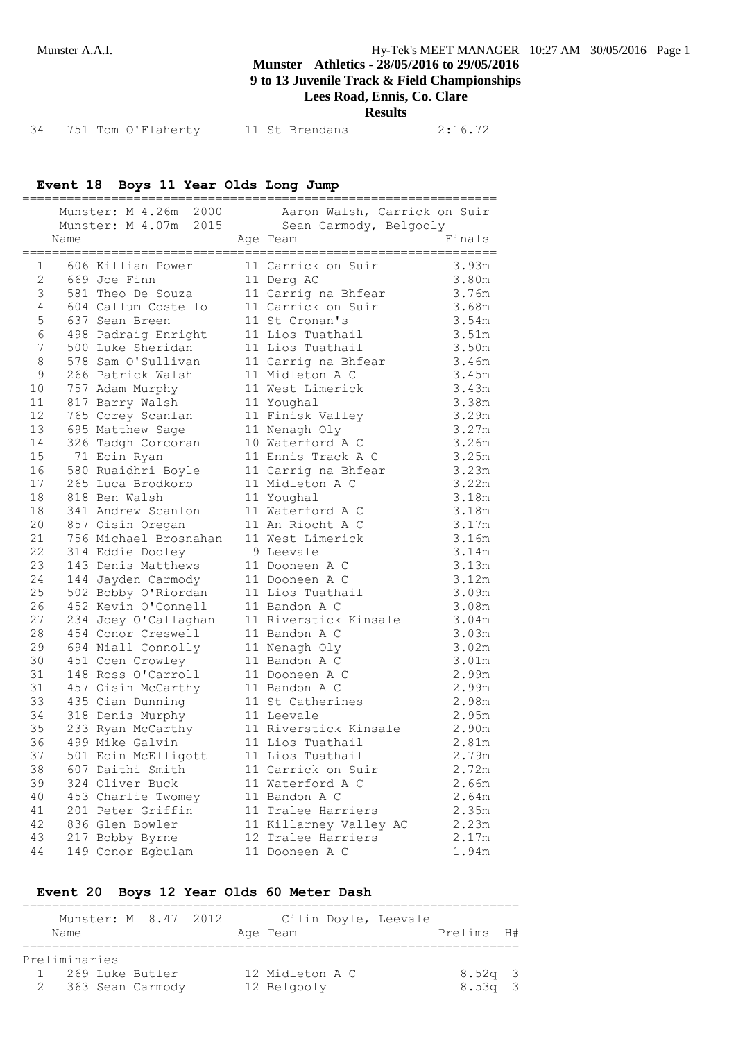| | | | | |
|---|---|---|---|---|
| 34 | 751 Tom O'Flaherty | 11 | St Brendans | 2:16.72 |

## Event 18 Boys 11 Year Olds Long Jump

Munster: M 4.26m 2000 Aaron Walsh, Carrick on Suir
Munster: M 4.07m 2015 Sean Carmody, Belgooly

| | Name | Age | Team | Finals |
|---|---|---|---|---|
| 1 | 606 Killian Power | 11 | Carrick on Suir | 3.93m |
| 2 | 669 Joe Finn | 11 | Derg AC | 3.80m |
| 3 | 581 Theo De Souza | 11 | Carrig na Bhfear | 3.76m |
| 4 | 604 Callum Costello | 11 | Carrick on Suir | 3.68m |
| 5 | 637 Sean Breen | 11 | St Cronan's | 3.54m |
| 6 | 498 Padraig Enright | 11 | Lios Tuathail | 3.51m |
| 7 | 500 Luke Sheridan | 11 | Lios Tuathail | 3.50m |
| 8 | 578 Sam O'Sullivan | 11 | Carrig na Bhfear | 3.46m |
| 9 | 266 Patrick Walsh | 11 | Midleton A C | 3.45m |
| 10 | 757 Adam Murphy | 11 | West Limerick | 3.43m |
| 11 | 817 Barry Walsh | 11 | Youghal | 3.38m |
| 12 | 765 Corey Scanlan | 11 | Finisk Valley | 3.29m |
| 13 | 695 Matthew Sage | 11 | Nenagh Oly | 3.27m |
| 14 | 326 Tadgh Corcoran | 10 | Waterford A C | 3.26m |
| 15 | 71 Eoin Ryan | 11 | Ennis Track A C | 3.25m |
| 16 | 580 Ruaidhri Boyle | 11 | Carrig na Bhfear | 3.23m |
| 17 | 265 Luca Brodkorb | 11 | Midleton A C | 3.22m |
| 18 | 818 Ben Walsh | 11 | Youghal | 3.18m |
| 18 | 341 Andrew Scanlon | 11 | Waterford A C | 3.18m |
| 20 | 857 Oisin Oregan | 11 | An Riocht A C | 3.17m |
| 21 | 756 Michael Brosnahan | 11 | West Limerick | 3.16m |
| 22 | 314 Eddie Dooley | 9 | Leevale | 3.14m |
| 23 | 143 Denis Matthews | 11 | Dooneen A C | 3.13m |
| 24 | 144 Jayden Carmody | 11 | Dooneen A C | 3.12m |
| 25 | 502 Bobby O'Riordan | 11 | Lios Tuathail | 3.09m |
| 26 | 452 Kevin O'Connell | 11 | Bandon A C | 3.08m |
| 27 | 234 Joey O'Callaghan | 11 | Riverstick Kinsale | 3.04m |
| 28 | 454 Conor Creswell | 11 | Bandon A C | 3.03m |
| 29 | 694 Niall Connolly | 11 | Nenagh Oly | 3.02m |
| 30 | 451 Coen Crowley | 11 | Bandon A C | 3.01m |
| 31 | 148 Ross O'Carroll | 11 | Dooneen A C | 2.99m |
| 31 | 457 Oisin McCarthy | 11 | Bandon A C | 2.99m |
| 33 | 435 Cian Dunning | 11 | St Catherines | 2.98m |
| 34 | 318 Denis Murphy | 11 | Leevale | 2.95m |
| 35 | 233 Ryan McCarthy | 11 | Riverstick Kinsale | 2.90m |
| 36 | 499 Mike Galvin | 11 | Lios Tuathail | 2.81m |
| 37 | 501 Eoin McElligott | 11 | Lios Tuathail | 2.79m |
| 38 | 607 Daithi Smith | 11 | Carrick on Suir | 2.72m |
| 39 | 324 Oliver Buck | 11 | Waterford A C | 2.66m |
| 40 | 453 Charlie Twomey | 11 | Bandon A C | 2.64m |
| 41 | 201 Peter Griffin | 11 | Tralee Harriers | 2.35m |
| 42 | 836 Glen Bowler | 11 | Killarney Valley AC | 2.23m |
| 43 | 217 Bobby Byrne | 12 | Tralee Harriers | 2.17m |
| 44 | 149 Conor Egbulam | 11 | Dooneen A C | 1.94m |

## Event 20 Boys 12 Year Olds 60 Meter Dash

Munster: M 8.47 2012 Cilin Doyle, Leevale

| | Name | Age | Team | Prelims | H# |
|---|---|---|---|---|---|
| **Preliminaries** | | | | | |
| 1 | 269 Luke Butler | 12 | Midleton A C | 8.52q | 3 |
| 2 | 363 Sean Carmody | 12 | Belgooly | 8.53q | 3 |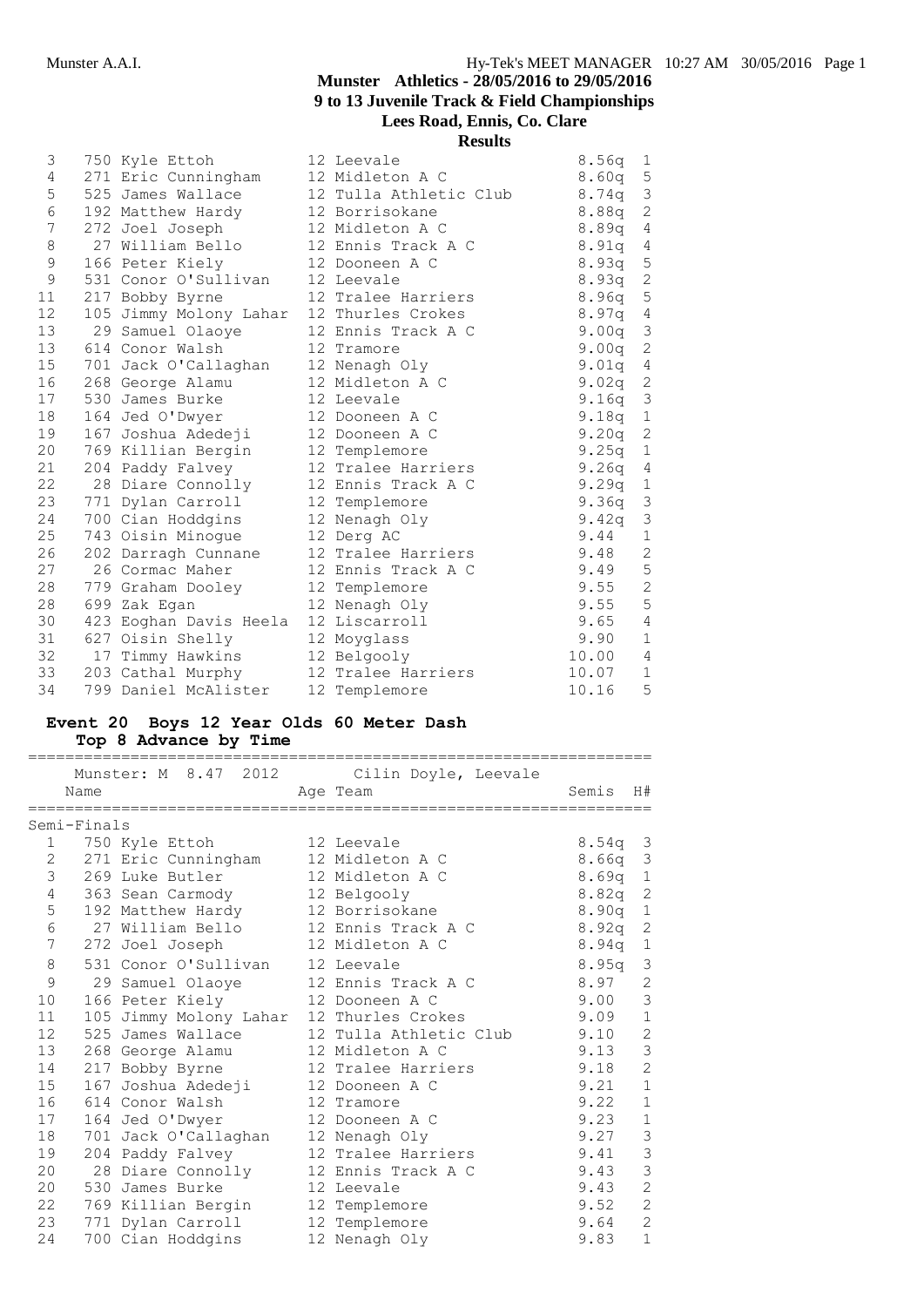## Munster Athletics - 28/05/2016 to 29/05/2016
### 9 to 13 Juvenile Track & Field Championships
### Lees Road, Ennis, Co. Clare
### Results

| | | Name | Age | Team | | H# |
|---|---|---|---|---|---|---|
| 3 | 750 | Kyle Ettoh | 12 | Leevale | 8.56q | 1 |
| 4 | 271 | Eric Cunningham | 12 | Midleton A C | 8.60q | 5 |
| 5 | 525 | James Wallace | 12 | Tulla Athletic Club | 8.74q | 3 |
| 6 | 192 | Matthew Hardy | 12 | Borrisokane | 8.88q | 2 |
| 7 | 272 | Joel Joseph | 12 | Midleton A C | 8.89q | 4 |
| 8 | 27 | William Bello | 12 | Ennis Track A C | 8.91q | 4 |
| 9 | 166 | Peter Kiely | 12 | Dooneen A C | 8.93q | 5 |
| 9 | 531 | Conor O'Sullivan | 12 | Leevale | 8.93q | 2 |
| 11 | 217 | Bobby Byrne | 12 | Tralee Harriers | 8.96q | 5 |
| 12 | 105 | Jimmy Molony Lahar | 12 | Thurles Crokes | 8.97q | 4 |
| 13 | 29 | Samuel Olaoye | 12 | Ennis Track A C | 9.00q | 3 |
| 13 | 614 | Conor Walsh | 12 | Tramore | 9.00q | 2 |
| 15 | 701 | Jack O'Callaghan | 12 | Nenagh Oly | 9.01q | 4 |
| 16 | 268 | George Alamu | 12 | Midleton A C | 9.02q | 2 |
| 17 | 530 | James Burke | 12 | Leevale | 9.16q | 3 |
| 18 | 164 | Jed O'Dwyer | 12 | Dooneen A C | 9.18q | 1 |
| 19 | 167 | Joshua Adedeji | 12 | Dooneen A C | 9.20q | 2 |
| 20 | 769 | Killian Bergin | 12 | Templemore | 9.25q | 1 |
| 21 | 204 | Paddy Falvey | 12 | Tralee Harriers | 9.26q | 4 |
| 22 | 28 | Diare Connolly | 12 | Ennis Track A C | 9.29q | 1 |
| 23 | 771 | Dylan Carroll | 12 | Templemore | 9.36q | 3 |
| 24 | 700 | Cian Hoddgins | 12 | Nenagh Oly | 9.42q | 3 |
| 25 | 743 | Oisin Minogue | 12 | Derg AC | 9.44 | 1 |
| 26 | 202 | Darragh Cunnane | 12 | Tralee Harriers | 9.48 | 2 |
| 27 | 26 | Cormac Maher | 12 | Ennis Track A C | 9.49 | 5 |
| 28 | 779 | Graham Dooley | 12 | Templemore | 9.55 | 2 |
| 28 | 699 | Zak Egan | 12 | Nenagh Oly | 9.55 | 5 |
| 30 | 423 | Eoghan Davis Heela | 12 | Liscarroll | 9.65 | 4 |
| 31 | 627 | Oisin Shelly | 12 | Moyglass | 9.90 | 1 |
| 32 | 17 | Timmy Hawkins | 12 | Belgooly | 10.00 | 4 |
| 33 | 203 | Cathal Murphy | 12 | Tralee Harriers | 10.07 | 1 |
| 34 | 799 | Daniel McAlister | 12 | Templemore | 10.16 | 5 |

**Event 20 Boys 12 Year Olds 60 Meter Dash**
**Top 8 Advance by Time**

Munster: M 8.47 2012 Cilin Doyle, Leevale

**Semi-Finals**

| | | Name | Age | Team | Semis | H# |
|---|---|---|---|---|---|---|
| 1 | 750 | Kyle Ettoh | 12 | Leevale | 8.54q | 3 |
| 2 | 271 | Eric Cunningham | 12 | Midleton A C | 8.66q | 3 |
| 3 | 269 | Luke Butler | 12 | Midleton A C | 8.69q | 1 |
| 4 | 363 | Sean Carmody | 12 | Belgooly | 8.82q | 2 |
| 5 | 192 | Matthew Hardy | 12 | Borrisokane | 8.90q | 1 |
| 6 | 27 | William Bello | 12 | Ennis Track A C | 8.92q | 2 |
| 7 | 272 | Joel Joseph | 12 | Midleton A C | 8.94q | 1 |
| 8 | 531 | Conor O'Sullivan | 12 | Leevale | 8.95q | 3 |
| 9 | 29 | Samuel Olaoye | 12 | Ennis Track A C | 8.97 | 2 |
| 10 | 166 | Peter Kiely | 12 | Dooneen A C | 9.00 | 3 |
| 11 | 105 | Jimmy Molony Lahar | 12 | Thurles Crokes | 9.09 | 1 |
| 12 | 525 | James Wallace | 12 | Tulla Athletic Club | 9.10 | 2 |
| 13 | 268 | George Alamu | 12 | Midleton A C | 9.13 | 3 |
| 14 | 217 | Bobby Byrne | 12 | Tralee Harriers | 9.18 | 2 |
| 15 | 167 | Joshua Adedeji | 12 | Dooneen A C | 9.21 | 1 |
| 16 | 614 | Conor Walsh | 12 | Tramore | 9.22 | 1 |
| 17 | 164 | Jed O'Dwyer | 12 | Dooneen A C | 9.23 | 1 |
| 18 | 701 | Jack O'Callaghan | 12 | Nenagh Oly | 9.27 | 3 |
| 19 | 204 | Paddy Falvey | 12 | Tralee Harriers | 9.41 | 3 |
| 20 | 28 | Diare Connolly | 12 | Ennis Track A C | 9.43 | 3 |
| 20 | 530 | James Burke | 12 | Leevale | 9.43 | 2 |
| 22 | 769 | Killian Bergin | 12 | Templemore | 9.52 | 2 |
| 23 | 771 | Dylan Carroll | 12 | Templemore | 9.64 | 2 |
| 24 | 700 | Cian Hoddgins | 12 | Nenagh Oly | 9.83 | 1 |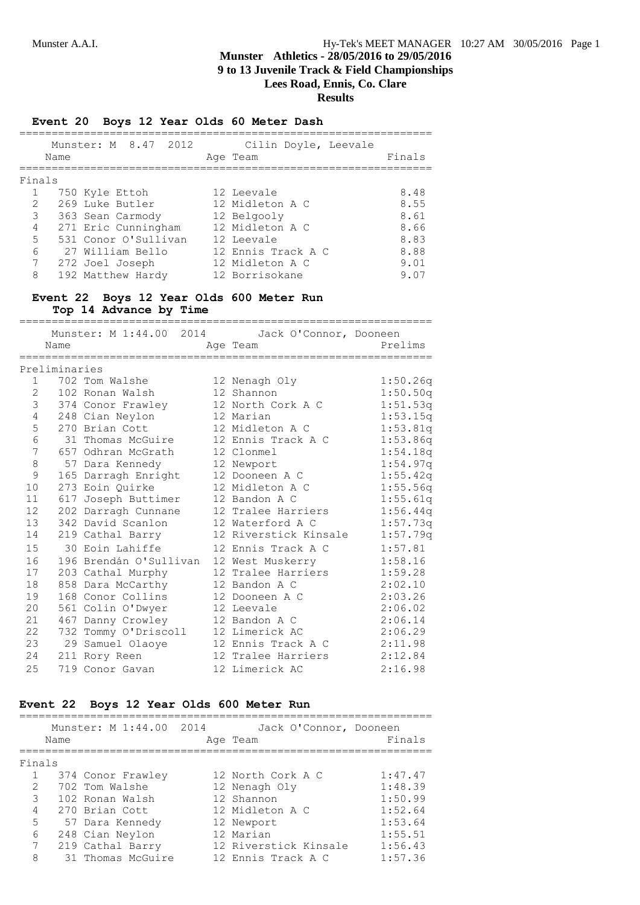**Munster Athletics - 28/05/2016 to 29/05/2016**
**9 to 13 Juvenile Track & Field Championships**
**Lees Road, Ennis, Co. Clare**
**Results**

### Event 20 Boys 12 Year Olds 60 Meter Dash

Munster: M 8.47 2012 Cilin Doyle, Leevale

| Place | Name | Age | Team | Finals |
|---|---|---|---|---|
| **Finals** | | | | |
| 1 | 750 Kyle Ettoh | 12 | Leevale | 8.48 |
| 2 | 269 Luke Butler | 12 | Midleton A C | 8.55 |
| 3 | 363 Sean Carmody | 12 | Belgooly | 8.61 |
| 4 | 271 Eric Cunningham | 12 | Midleton A C | 8.66 |
| 5 | 531 Conor O'Sullivan | 12 | Leevale | 8.83 |
| 6 | 27 William Bello | 12 | Ennis Track A C | 8.88 |
| 7 | 272 Joel Joseph | 12 | Midleton A C | 9.01 |
| 8 | 192 Matthew Hardy | 12 | Borrisokane | 9.07 |

### Event 22 Boys 12 Year Olds 600 Meter Run
**Top 14 Advance by Time**

Munster: M 1:44.00 2014 Jack O'Connor, Dooneen

| Place | Name | Age | Team | Prelims |
|---|---|---|---|---|
| **Preliminaries** | | | | |
| 1 | 702 Tom Walshe | 12 | Nenagh Oly | 1:50.26q |
| 2 | 102 Ronan Walsh | 12 | Shannon | 1:50.50q |
| 3 | 374 Conor Frawley | 12 | North Cork A C | 1:51.53q |
| 4 | 248 Cian Neylon | 12 | Marian | 1:53.15q |
| 5 | 270 Brian Cott | 12 | Midleton A C | 1:53.81q |
| 6 | 31 Thomas McGuire | 12 | Ennis Track A C | 1:53.86q |
| 7 | 657 Odhran McGrath | 12 | Clonmel | 1:54.18q |
| 8 | 57 Dara Kennedy | 12 | Newport | 1:54.97q |
| 9 | 165 Darragh Enright | 12 | Dooneen A C | 1:55.42q |
| 10 | 273 Eoin Quirke | 12 | Midleton A C | 1:55.56q |
| 11 | 617 Joseph Buttimer | 12 | Bandon A C | 1:55.61q |
| 12 | 202 Darragh Cunnane | 12 | Tralee Harriers | 1:56.44q |
| 13 | 342 David Scanlon | 12 | Waterford A C | 1:57.73q |
| 14 | 219 Cathal Barry | 12 | Riverstick Kinsale | 1:57.79q |
| 15 | 30 Eoin Lahiffe | 12 | Ennis Track A C | 1:57.81 |
| 16 | 196 Brendán O'Sullivan | 12 | West Muskerry | 1:58.16 |
| 17 | 203 Cathal Murphy | 12 | Tralee Harriers | 1:59.28 |
| 18 | 858 Dara McCarthy | 12 | Bandon A C | 2:02.10 |
| 19 | 168 Conor Collins | 12 | Dooneen A C | 2:03.26 |
| 20 | 561 Colin O'Dwyer | 12 | Leevale | 2:06.02 |
| 21 | 467 Danny Crowley | 12 | Bandon A C | 2:06.14 |
| 22 | 732 Tommy O'Driscoll | 12 | Limerick AC | 2:06.29 |
| 23 | 29 Samuel Olaoye | 12 | Ennis Track A C | 2:11.98 |
| 24 | 211 Rory Reen | 12 | Tralee Harriers | 2:12.84 |
| 25 | 719 Conor Gavan | 12 | Limerick AC | 2:16.98 |

### Event 22 Boys 12 Year Olds 600 Meter Run

Munster: M 1:44.00 2014 Jack O'Connor, Dooneen

| Place | Name | Age | Team | Finals |
|---|---|---|---|---|
| **Finals** | | | | |
| 1 | 374 Conor Frawley | 12 | North Cork A C | 1:47.47 |
| 2 | 702 Tom Walshe | 12 | Nenagh Oly | 1:48.39 |
| 3 | 102 Ronan Walsh | 12 | Shannon | 1:50.99 |
| 4 | 270 Brian Cott | 12 | Midleton A C | 1:52.64 |
| 5 | 57 Dara Kennedy | 12 | Newport | 1:53.64 |
| 6 | 248 Cian Neylon | 12 | Marian | 1:55.51 |
| 7 | 219 Cathal Barry | 12 | Riverstick Kinsale | 1:56.43 |
| 8 | 31 Thomas McGuire | 12 | Ennis Track A C | 1:57.36 |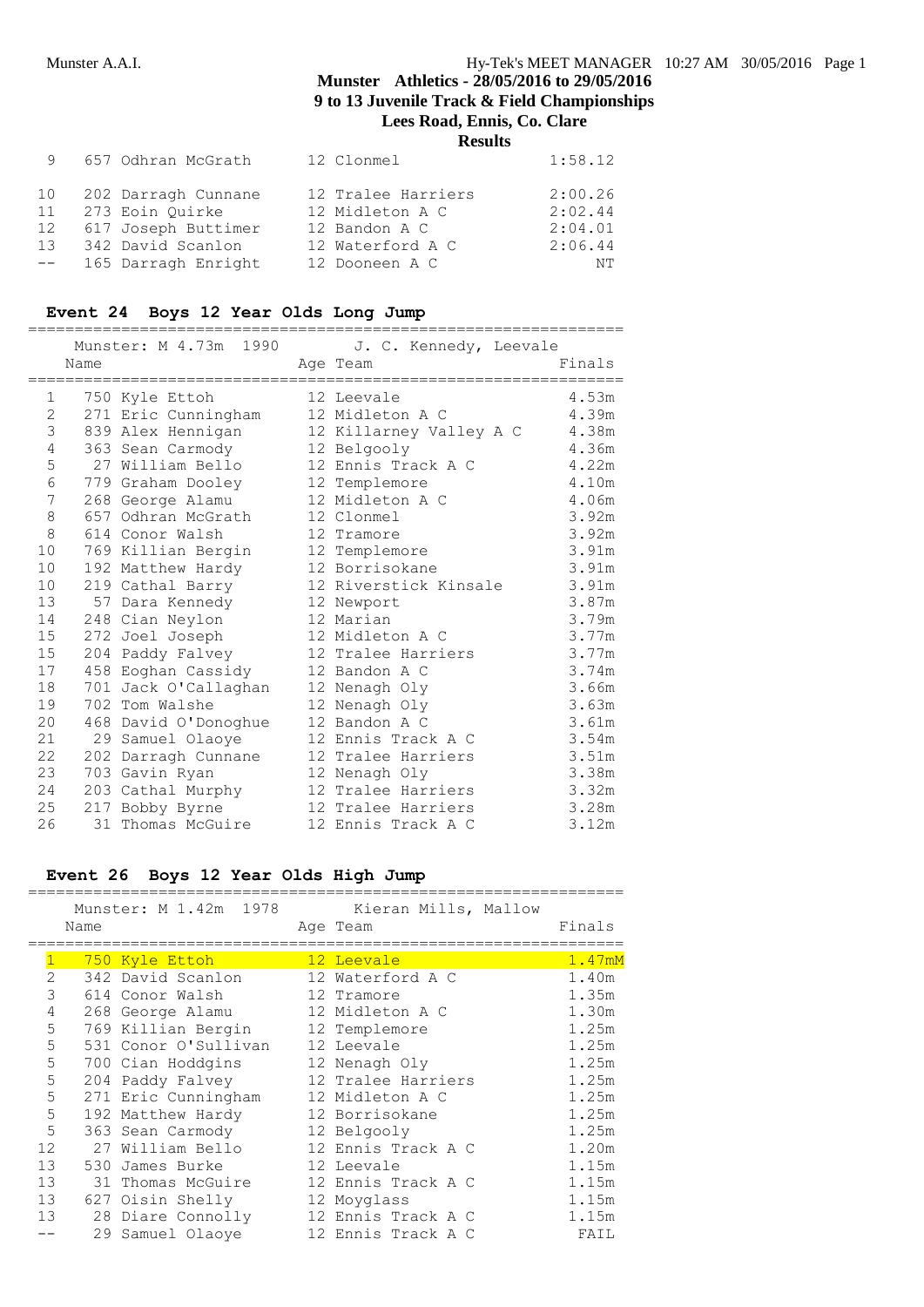| | | | | |
|---|---|---|---|---|
| 9 | 657 Odhran McGrath | 12 | Clonmel | 1:58.12 |
| 10 | 202 Darragh Cunnane | 12 | Tralee Harriers | 2:00.26 |
| 11 | 273 Eoin Quirke | 12 | Midleton A C | 2:02.44 |
| 12 | 617 Joseph Buttimer | 12 | Bandon A C | 2:04.01 |
| 13 | 342 David Scanlon | 12 | Waterford A C | 2:06.44 |
| -- | 165 Darragh Enright | 12 | Dooneen A C | NT |

## Event 24 Boys 12 Year Olds Long Jump

Munster: M 4.73m 1990 J. C. Kennedy, Leevale

| | Name | Age | Team | Finals |
|---|---|---|---|---|
| 1 | 750 Kyle Ettoh | 12 | Leevale | 4.53m |
| 2 | 271 Eric Cunningham | 12 | Midleton A C | 4.39m |
| 3 | 839 Alex Hennigan | 12 | Killarney Valley A C | 4.38m |
| 4 | 363 Sean Carmody | 12 | Belgooly | 4.36m |
| 5 | 27 William Bello | 12 | Ennis Track A C | 4.22m |
| 6 | 779 Graham Dooley | 12 | Templemore | 4.10m |
| 7 | 268 George Alamu | 12 | Midleton A C | 4.06m |
| 8 | 657 Odhran McGrath | 12 | Clonmel | 3.92m |
| 8 | 614 Conor Walsh | 12 | Tramore | 3.92m |
| 10 | 769 Killian Bergin | 12 | Templemore | 3.91m |
| 10 | 192 Matthew Hardy | 12 | Borrisokane | 3.91m |
| 10 | 219 Cathal Barry | 12 | Riverstick Kinsale | 3.91m |
| 13 | 57 Dara Kennedy | 12 | Newport | 3.87m |
| 14 | 248 Cian Neylon | 12 | Marian | 3.79m |
| 15 | 272 Joel Joseph | 12 | Midleton A C | 3.77m |
| 15 | 204 Paddy Falvey | 12 | Tralee Harriers | 3.77m |
| 17 | 458 Eoghan Cassidy | 12 | Bandon A C | 3.74m |
| 18 | 701 Jack O'Callaghan | 12 | Nenagh Oly | 3.66m |
| 19 | 702 Tom Walshe | 12 | Nenagh Oly | 3.63m |
| 20 | 468 David O'Donoghue | 12 | Bandon A C | 3.61m |
| 21 | 29 Samuel Olaoye | 12 | Ennis Track A C | 3.54m |
| 22 | 202 Darragh Cunnane | 12 | Tralee Harriers | 3.51m |
| 23 | 703 Gavin Ryan | 12 | Nenagh Oly | 3.38m |
| 24 | 203 Cathal Murphy | 12 | Tralee Harriers | 3.32m |
| 25 | 217 Bobby Byrne | 12 | Tralee Harriers | 3.28m |
| 26 | 31 Thomas McGuire | 12 | Ennis Track A C | 3.12m |

## Event 26 Boys 12 Year Olds High Jump

Munster: M 1.42m 1978 Kieran Mills, Mallow

| | Name | Age | Team | Finals |
|---|---|---|---|---|
| 1 | 750 Kyle Ettoh | 12 | Leevale | 1.47mM |
| 2 | 342 David Scanlon | 12 | Waterford A C | 1.40m |
| 3 | 614 Conor Walsh | 12 | Tramore | 1.35m |
| 4 | 268 George Alamu | 12 | Midleton A C | 1.30m |
| 5 | 769 Killian Bergin | 12 | Templemore | 1.25m |
| 5 | 531 Conor O'Sullivan | 12 | Leevale | 1.25m |
| 5 | 700 Cian Hoddgins | 12 | Nenagh Oly | 1.25m |
| 5 | 204 Paddy Falvey | 12 | Tralee Harriers | 1.25m |
| 5 | 271 Eric Cunningham | 12 | Midleton A C | 1.25m |
| 5 | 192 Matthew Hardy | 12 | Borrisokane | 1.25m |
| 5 | 363 Sean Carmody | 12 | Belgooly | 1.25m |
| 12 | 27 William Bello | 12 | Ennis Track A C | 1.20m |
| 13 | 530 James Burke | 12 | Leevale | 1.15m |
| 13 | 31 Thomas McGuire | 12 | Ennis Track A C | 1.15m |
| 13 | 627 Oisin Shelly | 12 | Moyglass | 1.15m |
| 13 | 28 Diare Connolly | 12 | Ennis Track A C | 1.15m |
| -- | 29 Samuel Olaoye | 12 | Ennis Track A C | FAIL |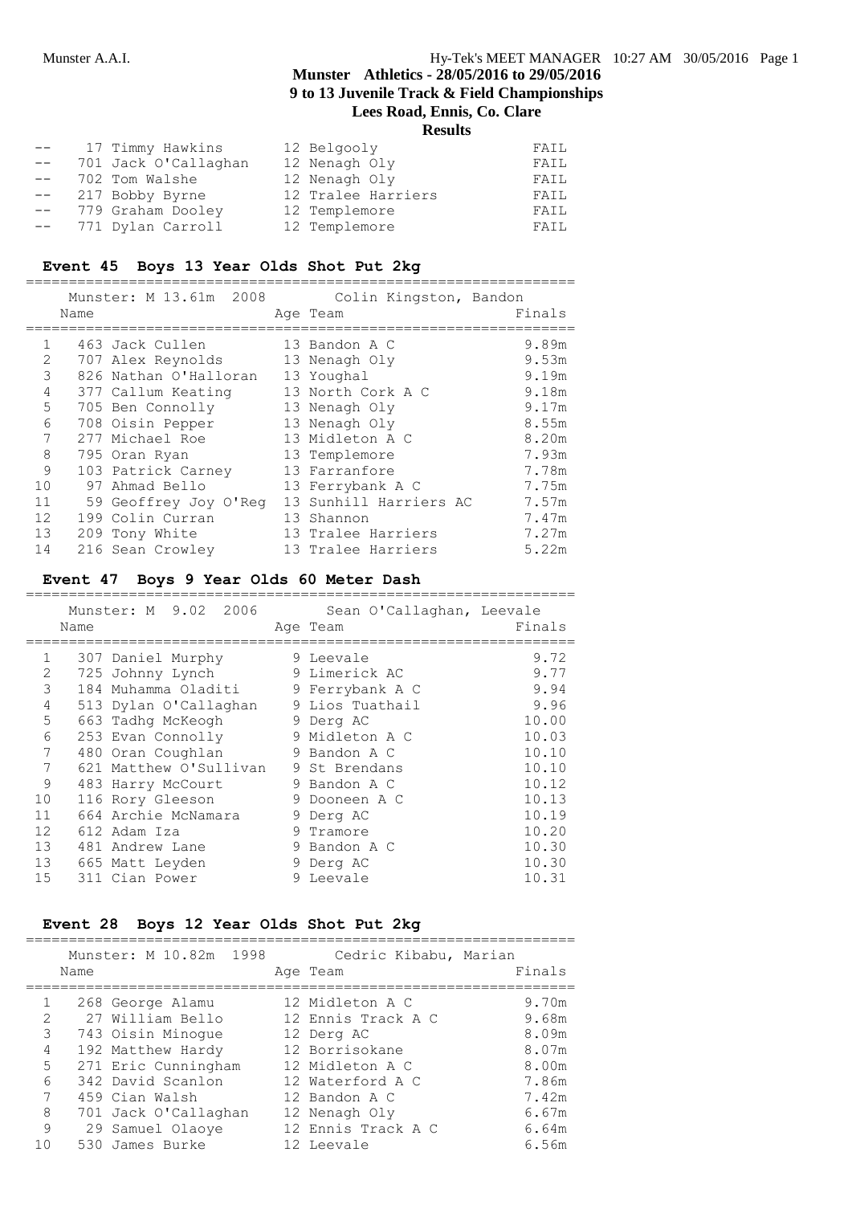# Munster Athletics - 28/05/2016 to 29/05/2016

## 9 to 13 Juvenile Track & Field Championships

### Lees Road, Ennis, Co. Clare

#### Results

| | Name | Age | Team | Finals |
|---|---|---|---|---|
| -- | 17 Timmy Hawkins | 12 | Belgooly | FAIL |
| -- | 701 Jack O'Callaghan | 12 | Nenagh Oly | FAIL |
| -- | 702 Tom Walshe | 12 | Nenagh Oly | FAIL |
| -- | 217 Bobby Byrne | 12 | Tralee Harriers | FAIL |
| -- | 779 Graham Dooley | 12 | Templemore | FAIL |
| -- | 771 Dylan Carroll | 12 | Templemore | FAIL |

### Event 45 Boys 13 Year Olds Shot Put 2kg

Munster: M 13.61m 2008 Colin Kingston, Bandon

| | Name | Age | Team | Finals |
|---|---|---|---|---|
| 1 | 463 Jack Cullen | 13 | Bandon A C | 9.89m |
| 2 | 707 Alex Reynolds | 13 | Nenagh Oly | 9.53m |
| 3 | 826 Nathan O'Halloran | 13 | Youghal | 9.19m |
| 4 | 377 Callum Keating | 13 | North Cork A C | 9.18m |
| 5 | 705 Ben Connolly | 13 | Nenagh Oly | 9.17m |
| 6 | 708 Oisin Pepper | 13 | Nenagh Oly | 8.55m |
| 7 | 277 Michael Roe | 13 | Midleton A C | 8.20m |
| 8 | 795 Oran Ryan | 13 | Templemore | 7.93m |
| 9 | 103 Patrick Carney | 13 | Farranfore | 7.78m |
| 10 | 97 Ahmad Bello | 13 | Ferrybank A C | 7.75m |
| 11 | 59 Geoffrey Joy O'Reg | 13 | Sunhill Harriers AC | 7.57m |
| 12 | 199 Colin Curran | 13 | Shannon | 7.47m |
| 13 | 209 Tony White | 13 | Tralee Harriers | 7.27m |
| 14 | 216 Sean Crowley | 13 | Tralee Harriers | 5.22m |

### Event 47 Boys 9 Year Olds 60 Meter Dash

Munster: M 9.02 2006 Sean O'Callaghan, Leevale

| | Name | Age | Team | Finals |
|---|---|---|---|---|
| 1 | 307 Daniel Murphy | 9 | Leevale | 9.72 |
| 2 | 725 Johnny Lynch | 9 | Limerick AC | 9.77 |
| 3 | 184 Muhamma Oladiti | 9 | Ferrybank A C | 9.94 |
| 4 | 513 Dylan O'Callaghan | 9 | Lios Tuathail | 9.96 |
| 5 | 663 Tadhg McKeogh | 9 | Derg AC | 10.00 |
| 6 | 253 Evan Connolly | 9 | Midleton A C | 10.03 |
| 7 | 480 Oran Coughlan | 9 | Bandon A C | 10.10 |
| 7 | 621 Matthew O'Sullivan | 9 | St Brendans | 10.10 |
| 9 | 483 Harry McCourt | 9 | Bandon A C | 10.12 |
| 10 | 116 Rory Gleeson | 9 | Dooneen A C | 10.13 |
| 11 | 664 Archie McNamara | 9 | Derg AC | 10.19 |
| 12 | 612 Adam Iza | 9 | Tramore | 10.20 |
| 13 | 481 Andrew Lane | 9 | Bandon A C | 10.30 |
| 13 | 665 Matt Leyden | 9 | Derg AC | 10.30 |
| 15 | 311 Cian Power | 9 | Leevale | 10.31 |

### Event 28 Boys 12 Year Olds Shot Put 2kg

Munster: M 10.82m 1998 Cedric Kibabu, Marian

| | Name | Age | Team | Finals |
|---|---|---|---|---|
| 1 | 268 George Alamu | 12 | Midleton A C | 9.70m |
| 2 | 27 William Bello | 12 | Ennis Track A C | 9.68m |
| 3 | 743 Oisin Minogue | 12 | Derg AC | 8.09m |
| 4 | 192 Matthew Hardy | 12 | Borrisokane | 8.07m |
| 5 | 271 Eric Cunningham | 12 | Midleton A C | 8.00m |
| 6 | 342 David Scanlon | 12 | Waterford A C | 7.86m |
| 7 | 459 Cian Walsh | 12 | Bandon A C | 7.42m |
| 8 | 701 Jack O'Callaghan | 12 | Nenagh Oly | 6.67m |
| 9 | 29 Samuel Olaoye | 12 | Ennis Track A C | 6.64m |
| 10 | 530 James Burke | 12 | Leevale | 6.56m |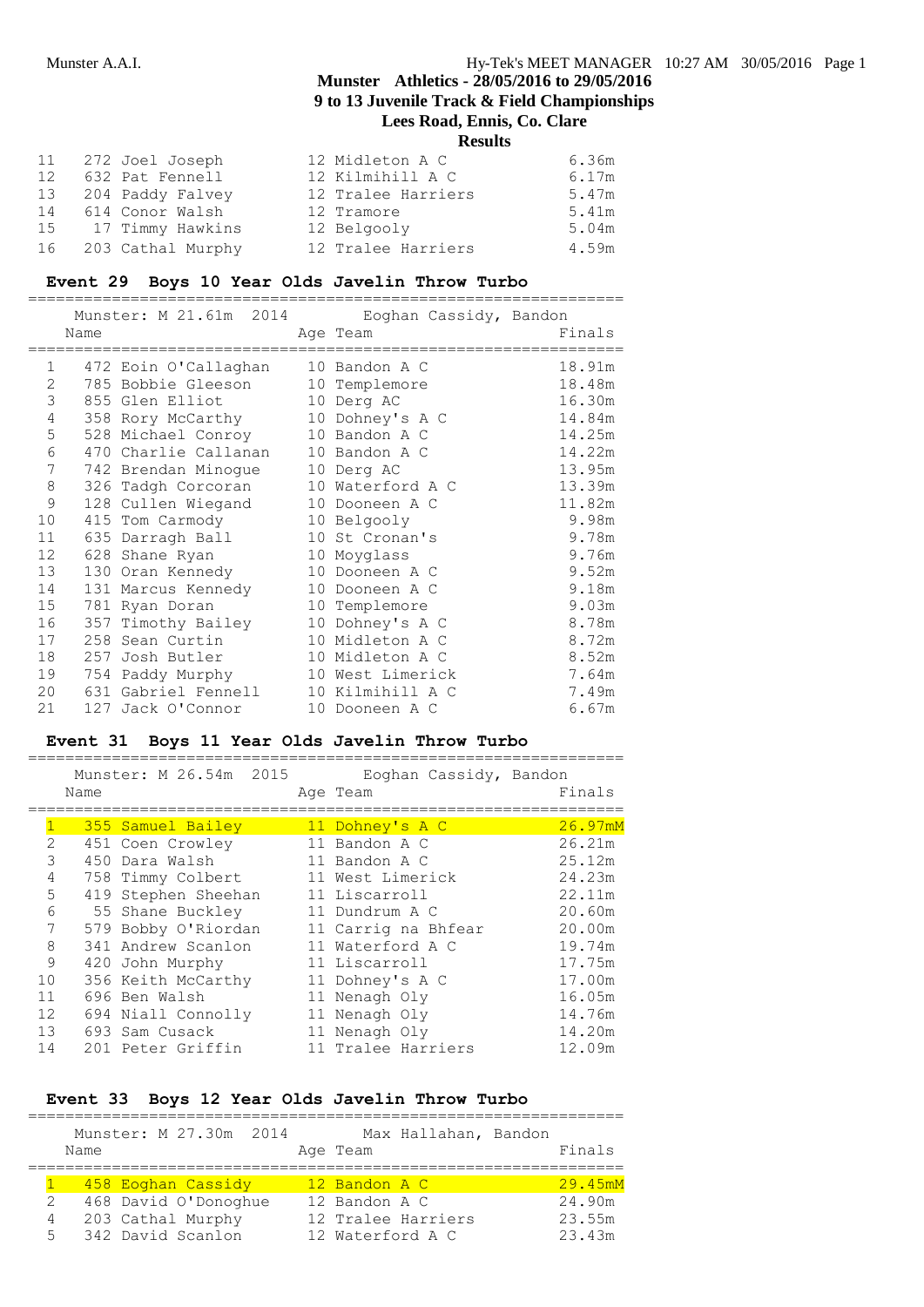Munster Athletics - 28/05/2016 to 29/05/2016

9 to 13 Juvenile Track & Field Championships

Lees Road, Ennis, Co. Clare

**Results**

| | Name | Age | Team | Finals |
|---|---|---|---|---|
| 11 | 272 Joel Joseph | 12 | Midleton A C | 6.36m |
| 12 | 632 Pat Fennell | 12 | Kilmihill A C | 6.17m |
| 13 | 204 Paddy Falvey | 12 | Tralee Harriers | 5.47m |
| 14 | 614 Conor Walsh | 12 | Tramore | 5.41m |
| 15 | 17 Timmy Hawkins | 12 | Belgooly | 5.04m |
| 16 | 203 Cathal Murphy | 12 | Tralee Harriers | 4.59m |

## Event 29 Boys 10 Year Olds Javelin Throw Turbo

Munster: M 21.61m 2014 Eoghan Cassidy, Bandon

| | Name | Age | Team | Finals |
|---|---|---|---|---|
| 1 | 472 Eoin O'Callaghan | 10 | Bandon A C | 18.91m |
| 2 | 785 Bobbie Gleeson | 10 | Templemore | 18.48m |
| 3 | 855 Glen Elliot | 10 | Derg AC | 16.30m |
| 4 | 358 Rory McCarthy | 10 | Dohney's A C | 14.84m |
| 5 | 528 Michael Conroy | 10 | Bandon A C | 14.25m |
| 6 | 470 Charlie Callanan | 10 | Bandon A C | 14.22m |
| 7 | 742 Brendan Minogue | 10 | Derg AC | 13.95m |
| 8 | 326 Tadgh Corcoran | 10 | Waterford A C | 13.39m |
| 9 | 128 Cullen Wiegand | 10 | Dooneen A C | 11.82m |
| 10 | 415 Tom Carmody | 10 | Belgooly | 9.98m |
| 11 | 635 Darragh Ball | 10 | St Cronan's | 9.78m |
| 12 | 628 Shane Ryan | 10 | Moyglass | 9.76m |
| 13 | 130 Oran Kennedy | 10 | Dooneen A C | 9.52m |
| 14 | 131 Marcus Kennedy | 10 | Dooneen A C | 9.18m |
| 15 | 781 Ryan Doran | 10 | Templemore | 9.03m |
| 16 | 357 Timothy Bailey | 10 | Dohney's A C | 8.78m |
| 17 | 258 Sean Curtin | 10 | Midleton A C | 8.72m |
| 18 | 257 Josh Butler | 10 | Midleton A C | 8.52m |
| 19 | 754 Paddy Murphy | 10 | West Limerick | 7.64m |
| 20 | 631 Gabriel Fennell | 10 | Kilmihill A C | 7.49m |
| 21 | 127 Jack O'Connor | 10 | Dooneen A C | 6.67m |

## Event 31 Boys 11 Year Olds Javelin Throw Turbo

Munster: M 26.54m 2015 Eoghan Cassidy, Bandon

| | Name | Age | Team | Finals |
|---|---|---|---|---|
| 1 | 355 Samuel Bailey | 11 | Dohney's A C | 26.97mM |
| 2 | 451 Coen Crowley | 11 | Bandon A C | 26.21m |
| 3 | 450 Dara Walsh | 11 | Bandon A C | 25.12m |
| 4 | 758 Timmy Colbert | 11 | West Limerick | 24.23m |
| 5 | 419 Stephen Sheehan | 11 | Liscarroll | 22.11m |
| 6 | 55 Shane Buckley | 11 | Dundrum A C | 20.60m |
| 7 | 579 Bobby O'Riordan | 11 | Carrig na Bhfear | 20.00m |
| 8 | 341 Andrew Scanlon | 11 | Waterford A C | 19.74m |
| 9 | 420 John Murphy | 11 | Liscarroll | 17.75m |
| 10 | 356 Keith McCarthy | 11 | Dohney's A C | 17.00m |
| 11 | 696 Ben Walsh | 11 | Nenagh Oly | 16.05m |
| 12 | 694 Niall Connolly | 11 | Nenagh Oly | 14.76m |
| 13 | 693 Sam Cusack | 11 | Nenagh Oly | 14.20m |
| 14 | 201 Peter Griffin | 11 | Tralee Harriers | 12.09m |

## Event 33 Boys 12 Year Olds Javelin Throw Turbo

Munster: M 27.30m 2014 Max Hallahan, Bandon

| | Name | Age | Team | Finals |
|---|---|---|---|---|
| 1 | 458 Eoghan Cassidy | 12 | Bandon A C | 29.45mM |
| 2 | 468 David O'Donoghue | 12 | Bandon A C | 24.90m |
| 4 | 203 Cathal Murphy | 12 | Tralee Harriers | 23.55m |
| 5 | 342 David Scanlon | 12 | Waterford A C | 23.43m |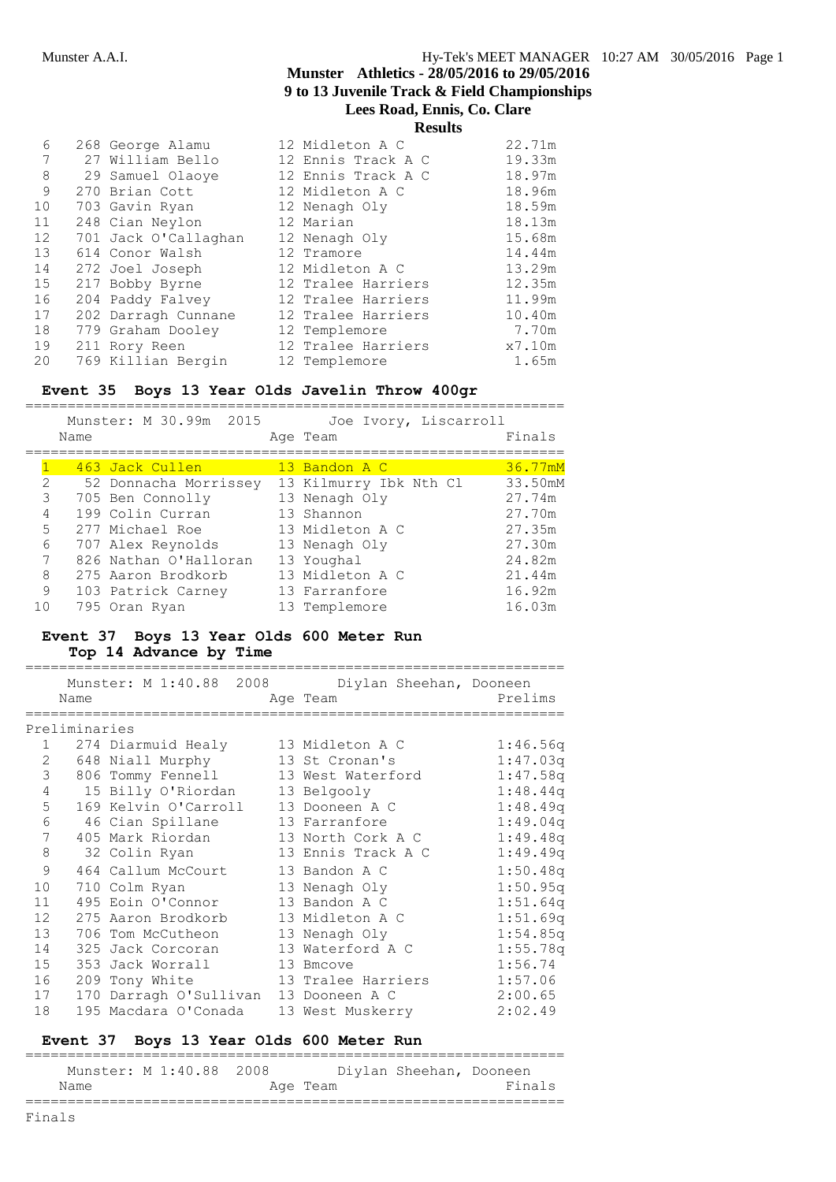# Munster Athletics - 28/05/2016 to 29/05/2016
## 9 to 13 Juvenile Track & Field Championships
### Lees Road, Ennis, Co. Clare
### Results

| | | Name | Age | Team | Finals |
|---|---|---|---|---|---|
| 6 | 268 | George Alamu | 12 | Midleton A C | 22.71m |
| 7 | 27 | William Bello | 12 | Ennis Track A C | 19.33m |
| 8 | 29 | Samuel Olaoye | 12 | Ennis Track A C | 18.97m |
| 9 | 270 | Brian Cott | 12 | Midleton A C | 18.96m |
| 10 | 703 | Gavin Ryan | 12 | Nenagh Oly | 18.59m |
| 11 | 248 | Cian Neylon | 12 | Marian | 18.13m |
| 12 | 701 | Jack O'Callaghan | 12 | Nenagh Oly | 15.68m |
| 13 | 614 | Conor Walsh | 12 | Tramore | 14.44m |
| 14 | 272 | Joel Joseph | 12 | Midleton A C | 13.29m |
| 15 | 217 | Bobby Byrne | 12 | Tralee Harriers | 12.35m |
| 16 | 204 | Paddy Falvey | 12 | Tralee Harriers | 11.99m |
| 17 | 202 | Darragh Cunnane | 12 | Tralee Harriers | 10.40m |
| 18 | 779 | Graham Dooley | 12 | Templemore | 7.70m |
| 19 | 211 | Rory Reen | 12 | Tralee Harriers | x7.10m |
| 20 | 769 | Killian Bergin | 12 | Templemore | 1.65m |

**Event 35 Boys 13 Year Olds Javelin Throw 400gr**

Munster: M 30.99m 2015 Joe Ivory, Liscarroll

| | | Name | Age | Team | Finals |
|---|---|---|---|---|---|
| 1 | 463 | Jack Cullen | 13 | Bandon A C | 36.77mM |
| 2 | 52 | Donnacha Morrissey | 13 | Kilmurry Ibk Nth Cl | 33.50mM |
| 3 | 705 | Ben Connolly | 13 | Nenagh Oly | 27.74m |
| 4 | 199 | Colin Curran | 13 | Shannon | 27.70m |
| 5 | 277 | Michael Roe | 13 | Midleton A C | 27.35m |
| 6 | 707 | Alex Reynolds | 13 | Nenagh Oly | 27.30m |
| 7 | 826 | Nathan O'Halloran | 13 | Youghal | 24.82m |
| 8 | 275 | Aaron Brodkorb | 13 | Midleton A C | 21.44m |
| 9 | 103 | Patrick Carney | 13 | Farranfore | 16.92m |
| 10 | 795 | Oran Ryan | 13 | Templemore | 16.03m |

**Event 37 Boys 13 Year Olds 600 Meter Run**
**Top 14 Advance by Time**

Munster: M 1:40.88 2008 Diylan Sheehan, Dooneen

Preliminaries

| | | Name | Age | Team | Prelims |
|---|---|---|---|---|---|
| 1 | 274 | Diarmuid Healy | 13 | Midleton A C | 1:46.56q |
| 2 | 648 | Niall Murphy | 13 | St Cronan's | 1:47.03q |
| 3 | 806 | Tommy Fennell | 13 | West Waterford | 1:47.58q |
| 4 | 15 | Billy O'Riordan | 13 | Belgooly | 1:48.44q |
| 5 | 169 | Kelvin O'Carroll | 13 | Dooneen A C | 1:48.49q |
| 6 | 46 | Cian Spillane | 13 | Farranfore | 1:49.04q |
| 7 | 405 | Mark Riordan | 13 | North Cork A C | 1:49.48q |
| 8 | 32 | Colin Ryan | 13 | Ennis Track A C | 1:49.49q |
| 9 | 464 | Callum McCourt | 13 | Bandon A C | 1:50.48q |
| 10 | 710 | Colm Ryan | 13 | Nenagh Oly | 1:50.95q |
| 11 | 495 | Eoin O'Connor | 13 | Bandon A C | 1:51.64q |
| 12 | 275 | Aaron Brodkorb | 13 | Midleton A C | 1:51.69q |
| 13 | 706 | Tom McCutheon | 13 | Nenagh Oly | 1:54.85q |
| 14 | 325 | Jack Corcoran | 13 | Waterford A C | 1:55.78q |
| 15 | 353 | Jack Worrall | 13 | Bmcove | 1:56.74 |
| 16 | 209 | Tony White | 13 | Tralee Harriers | 1:57.06 |
| 17 | 170 | Darragh O'Sullivan | 13 | Dooneen A C | 2:00.65 |
| 18 | 195 | Macdara O'Conada | 13 | West Muskerry | 2:02.49 |

**Event 37 Boys 13 Year Olds 600 Meter Run**

Munster: M 1:40.88 2008 Diylan Sheehan, Dooneen

| Name | Age | Team | Finals |
|---|---|---|---|

Finals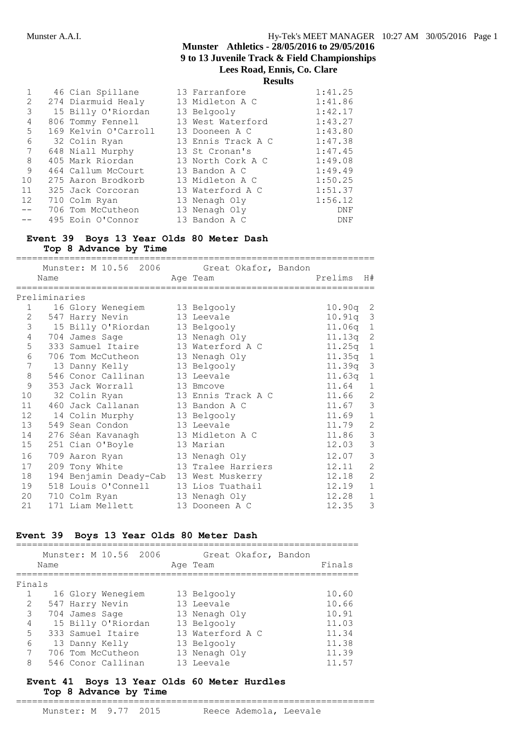## Munster Athletics - 28/05/2016 to 29/05/2016
## 9 to 13 Juvenile Track & Field Championships
## Lees Road, Ennis, Co. Clare
### Results

| | | Name | Age | Team | Time |
|---|---|---|---|---|---|
| 1 | 46 | Cian Spillane | 13 | Farranfore | 1:41.25 |
| 2 | 274 | Diarmuid Healy | 13 | Midleton A C | 1:41.86 |
| 3 | 15 | Billy O'Riordan | 13 | Belgooly | 1:42.17 |
| 4 | 806 | Tommy Fennell | 13 | West Waterford | 1:43.27 |
| 5 | 169 | Kelvin O'Carroll | 13 | Dooneen A C | 1:43.80 |
| 6 | 32 | Colin Ryan | 13 | Ennis Track A C | 1:47.38 |
| 7 | 648 | Niall Murphy | 13 | St Cronan's | 1:47.45 |
| 8 | 405 | Mark Riordan | 13 | North Cork A C | 1:49.08 |
| 9 | 464 | Callum McCourt | 13 | Bandon A C | 1:49.49 |
| 10 | 275 | Aaron Brodkorb | 13 | Midleton A C | 1:50.25 |
| 11 | 325 | Jack Corcoran | 13 | Waterford A C | 1:51.37 |
| 12 | 710 | Colm Ryan | 13 | Nenagh Oly | 1:56.12 |
| -- | 706 | Tom McCutheon | 13 | Nenagh Oly | DNF |
| -- | 495 | Eoin O'Connor | 13 | Bandon A C | DNF |

### Event 39 Boys 13 Year Olds 80 Meter Dash
**Top 8 Advance by Time**

Munster: M 10.56 2006 Great Okafor, Bandon

Preliminaries

| | | Name | Age | Team | Prelims | H# |
|---|---|---|---|---|---|---|
| 1 | 16 | Glory Wenegiem | 13 | Belgooly | 10.90q | 2 |
| 2 | 547 | Harry Nevin | 13 | Leevale | 10.91q | 3 |
| 3 | 15 | Billy O'Riordan | 13 | Belgooly | 11.06q | 1 |
| 4 | 704 | James Sage | 13 | Nenagh Oly | 11.13q | 2 |
| 5 | 333 | Samuel Itaire | 13 | Waterford A C | 11.25q | 1 |
| 6 | 706 | Tom McCutheon | 13 | Nenagh Oly | 11.35q | 1 |
| 7 | 13 | Danny Kelly | 13 | Belgooly | 11.39q | 3 |
| 8 | 546 | Conor Callinan | 13 | Leevale | 11.63q | 1 |
| 9 | 353 | Jack Worrall | 13 | Bmcove | 11.64 | 1 |
| 10 | 32 | Colin Ryan | 13 | Ennis Track A C | 11.66 | 2 |
| 11 | 460 | Jack Callanan | 13 | Bandon A C | 11.67 | 3 |
| 12 | 14 | Colin Murphy | 13 | Belgooly | 11.69 | 1 |
| 13 | 549 | Sean Condon | 13 | Leevale | 11.79 | 2 |
| 14 | 276 | Séan Kavanagh | 13 | Midleton A C | 11.86 | 3 |
| 15 | 251 | Cian O'Boyle | 13 | Marian | 12.03 | 3 |
| 16 | 709 | Aaron Ryan | 13 | Nenagh Oly | 12.07 | 3 |
| 17 | 209 | Tony White | 13 | Tralee Harriers | 12.11 | 2 |
| 18 | 194 | Benjamin Deady-Cab | 13 | West Muskerry | 12.18 | 2 |
| 19 | 518 | Louis O'Connell | 13 | Lios Tuathail | 12.19 | 1 |
| 20 | 710 | Colm Ryan | 13 | Nenagh Oly | 12.28 | 1 |
| 21 | 171 | Liam Mellett | 13 | Dooneen A C | 12.35 | 3 |

### Event 39 Boys 13 Year Olds 80 Meter Dash

Munster: M 10.56 2006 Great Okafor, Bandon

Finals

| | | Name | Age | Team | Finals |
|---|---|---|---|---|---|
| 1 | 16 | Glory Wenegiem | 13 | Belgooly | 10.60 |
| 2 | 547 | Harry Nevin | 13 | Leevale | 10.66 |
| 3 | 704 | James Sage | 13 | Nenagh Oly | 10.91 |
| 4 | 15 | Billy O'Riordan | 13 | Belgooly | 11.03 |
| 5 | 333 | Samuel Itaire | 13 | Waterford A C | 11.34 |
| 6 | 13 | Danny Kelly | 13 | Belgooly | 11.38 |
| 7 | 706 | Tom McCutheon | 13 | Nenagh Oly | 11.39 |
| 8 | 546 | Conor Callinan | 13 | Leevale | 11.57 |

### Event 41 Boys 13 Year Olds 60 Meter Hurdles
**Top 8 Advance by Time**

Munster: M 9.77 2015 Reece Ademola, Leevale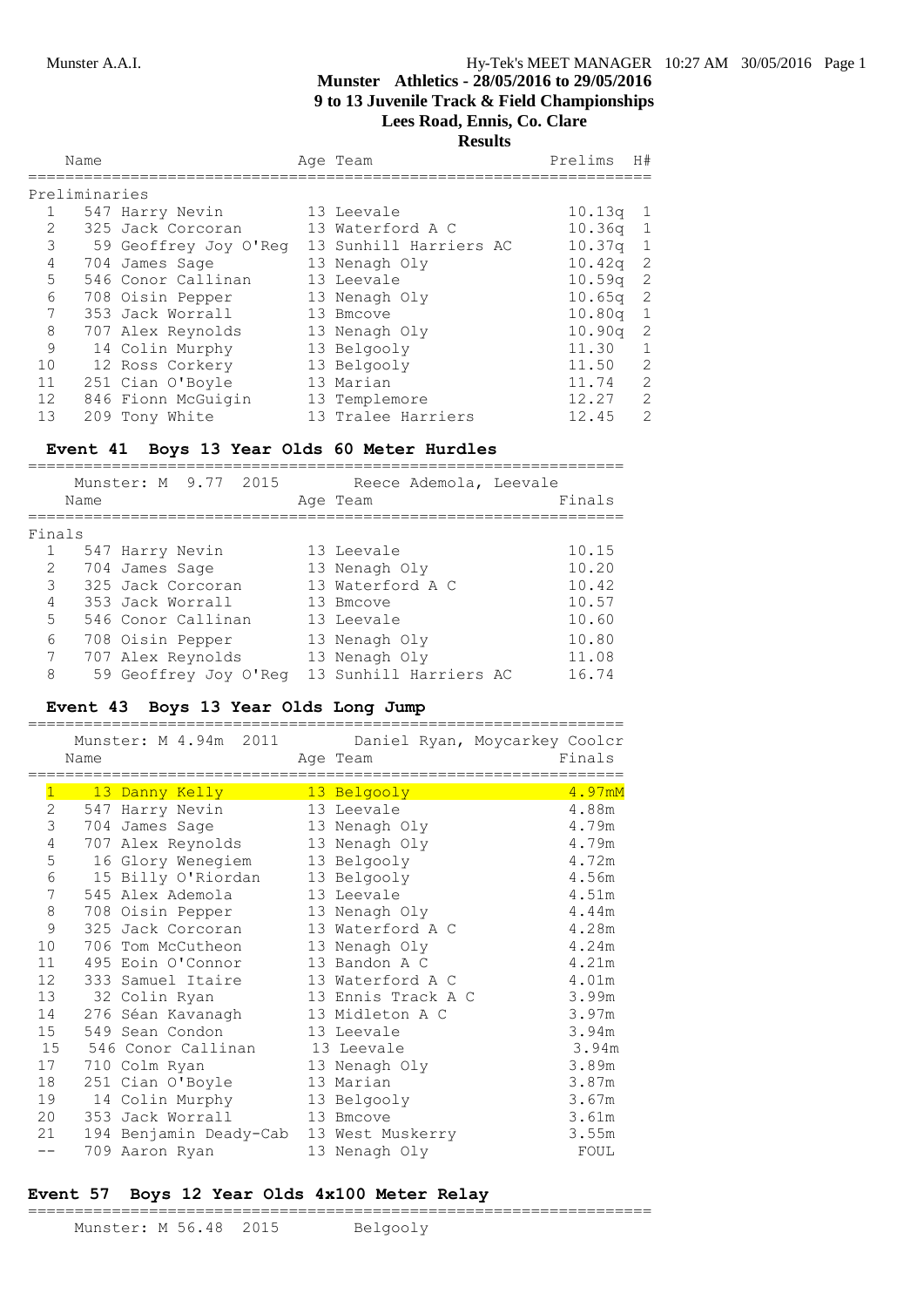## Munster Athletics - 28/05/2016 to 29/05/2016
### 9 to 13 Juvenile Track & Field Championships
### Lees Road, Ennis, Co. Clare
### Results

| | Name | Age | Team | Prelims | H# |
|---|---|---|---|---|---|
| **Preliminaries** | | | | | |
| 1 | 547 Harry Nevin | 13 | Leevale | 10.13q | 1 |
| 2 | 325 Jack Corcoran | 13 | Waterford A C | 10.36q | 1 |
| 3 | 59 Geoffrey Joy O'Reg | 13 | Sunhill Harriers AC | 10.37q | 1 |
| 4 | 704 James Sage | 13 | Nenagh Oly | 10.42q | 2 |
| 5 | 546 Conor Callinan | 13 | Leevale | 10.59q | 2 |
| 6 | 708 Oisin Pepper | 13 | Nenagh Oly | 10.65q | 2 |
| 7 | 353 Jack Worrall | 13 | Bmcove | 10.80q | 1 |
| 8 | 707 Alex Reynolds | 13 | Nenagh Oly | 10.90q | 2 |
| 9 | 14 Colin Murphy | 13 | Belgooly | 11.30 | 1 |
| 10 | 12 Ross Corkery | 13 | Belgooly | 11.50 | 2 |
| 11 | 251 Cian O'Boyle | 13 | Marian | 11.74 | 2 |
| 12 | 846 Fionn McGuigin | 13 | Templemore | 12.27 | 2 |
| 13 | 209 Tony White | 13 | Tralee Harriers | 12.45 | 2 |

### Event 41 Boys 13 Year Olds 60 Meter Hurdles

Munster: M 9.77 2015 Reece Ademola, Leevale

| | Name | Age | Team | Finals |
|---|---|---|---|---|
| **Finals** | | | | |
| 1 | 547 Harry Nevin | 13 | Leevale | 10.15 |
| 2 | 704 James Sage | 13 | Nenagh Oly | 10.20 |
| 3 | 325 Jack Corcoran | 13 | Waterford A C | 10.42 |
| 4 | 353 Jack Worrall | 13 | Bmcove | 10.57 |
| 5 | 546 Conor Callinan | 13 | Leevale | 10.60 |
| 6 | 708 Oisin Pepper | 13 | Nenagh Oly | 10.80 |
| 7 | 707 Alex Reynolds | 13 | Nenagh Oly | 11.08 |
| 8 | 59 Geoffrey Joy O'Reg | 13 | Sunhill Harriers AC | 16.74 |

### Event 43 Boys 13 Year Olds Long Jump

Munster: M 4.94m 2011 Daniel Ryan, Moycarkey Coolcr

| | Name | Age | Team | Finals |
|---|---|---|---|---|
| 1 | 13 Danny Kelly | 13 | Belgooly | 4.97mM |
| 2 | 547 Harry Nevin | 13 | Leevale | 4.88m |
| 3 | 704 James Sage | 13 | Nenagh Oly | 4.79m |
| 4 | 707 Alex Reynolds | 13 | Nenagh Oly | 4.79m |
| 5 | 16 Glory Wenegiem | 13 | Belgooly | 4.72m |
| 6 | 15 Billy O'Riordan | 13 | Belgooly | 4.56m |
| 7 | 545 Alex Ademola | 13 | Leevale | 4.51m |
| 8 | 708 Oisin Pepper | 13 | Nenagh Oly | 4.44m |
| 9 | 325 Jack Corcoran | 13 | Waterford A C | 4.28m |
| 10 | 706 Tom McCutheon | 13 | Nenagh Oly | 4.24m |
| 11 | 495 Eoin O'Connor | 13 | Bandon A C | 4.21m |
| 12 | 333 Samuel Itaire | 13 | Waterford A C | 4.01m |
| 13 | 32 Colin Ryan | 13 | Ennis Track A C | 3.99m |
| 14 | 276 Séan Kavanagh | 13 | Midleton A C | 3.97m |
| 15 | 549 Sean Condon | 13 | Leevale | 3.94m |
| 15 | 546 Conor Callinan | 13 | Leevale | 3.94m |
| 17 | 710 Colm Ryan | 13 | Nenagh Oly | 3.89m |
| 18 | 251 Cian O'Boyle | 13 | Marian | 3.87m |
| 19 | 14 Colin Murphy | 13 | Belgooly | 3.67m |
| 20 | 353 Jack Worrall | 13 | Bmcove | 3.61m |
| 21 | 194 Benjamin Deady-Cab | 13 | West Muskerry | 3.55m |
| -- | 709 Aaron Ryan | 13 | Nenagh Oly | FOUL |

### Event 57 Boys 12 Year Olds 4x100 Meter Relay

Munster: M 56.48 2015 Belgooly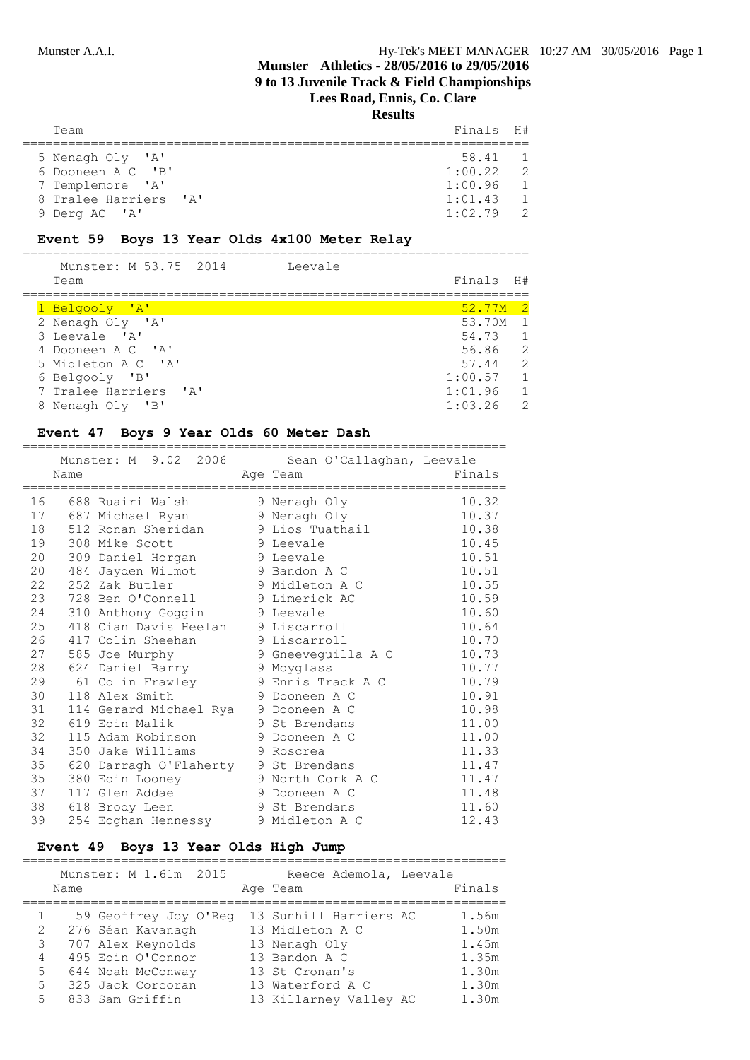| Team | Finals | H# |
|---|---|---|
| 5 Nenagh Oly 'A' | 58.41 | 1 |
| 6 Dooneen A C 'B' | 1:00.22 | 2 |
| 7 Templemore 'A' | 1:00.96 | 1 |
| 8 Tralee Harriers 'A' | 1:01.43 | 1 |
| 9 Derg AC 'A' | 1:02.79 | 2 |

### Event 59 Boys 13 Year Olds 4x100 Meter Relay

Munster: M 53.75 2014 Leevale

| Team | Finals | H# |
|---|---|---|
| 1 Belgooly 'A' | 52.77M | 2 |
| 2 Nenagh Oly 'A' | 53.70M | 1 |
| 3 Leevale 'A' | 54.73 | 1 |
| 4 Dooneen A C 'A' | 56.86 | 2 |
| 5 Midleton A C 'A' | 57.44 | 2 |
| 6 Belgooly 'B' | 1:00.57 | 1 |
| 7 Tralee Harriers 'A' | 1:01.96 | 1 |
| 8 Nenagh Oly 'B' | 1:03.26 | 2 |

### Event 47 Boys 9 Year Olds 60 Meter Dash

Munster: M 9.02 2006 Sean O'Callaghan, Leevale

| | Name | Age | Team | Finals |
|---|---|---|---|---|
| 16 | 688 Ruairi Walsh | 9 | Nenagh Oly | 10.32 |
| 17 | 687 Michael Ryan | 9 | Nenagh Oly | 10.37 |
| 18 | 512 Ronan Sheridan | 9 | Lios Tuathail | 10.38 |
| 19 | 308 Mike Scott | 9 | Leevale | 10.45 |
| 20 | 309 Daniel Horgan | 9 | Leevale | 10.51 |
| 20 | 484 Jayden Wilmot | 9 | Bandon A C | 10.51 |
| 22 | 252 Zak Butler | 9 | Midleton A C | 10.55 |
| 23 | 728 Ben O'Connell | 9 | Limerick AC | 10.59 |
| 24 | 310 Anthony Goggin | 9 | Leevale | 10.60 |
| 25 | 418 Cian Davis Heelan | 9 | Liscarroll | 10.64 |
| 26 | 417 Colin Sheehan | 9 | Liscarroll | 10.70 |
| 27 | 585 Joe Murphy | 9 | Gneeveguilla A C | 10.73 |
| 28 | 624 Daniel Barry | 9 | Moyglass | 10.77 |
| 29 | 61 Colin Frawley | 9 | Ennis Track A C | 10.79 |
| 30 | 118 Alex Smith | 9 | Dooneen A C | 10.91 |
| 31 | 114 Gerard Michael Rya | 9 | Dooneen A C | 10.98 |
| 32 | 619 Eoin Malik | 9 | St Brendans | 11.00 |
| 32 | 115 Adam Robinson | 9 | Dooneen A C | 11.00 |
| 34 | 350 Jake Williams | 9 | Roscrea | 11.33 |
| 35 | 620 Darragh O'Flaherty | 9 | St Brendans | 11.47 |
| 35 | 380 Eoin Looney | 9 | North Cork A C | 11.47 |
| 37 | 117 Glen Addae | 9 | Dooneen A C | 11.48 |
| 38 | 618 Brody Leen | 9 | St Brendans | 11.60 |
| 39 | 254 Eoghan Hennessy | 9 | Midleton A C | 12.43 |

### Event 49 Boys 13 Year Olds High Jump

Munster: M 1.61m 2015 Reece Ademola, Leevale

| | Name | Age | Team | Finals |
|---|---|---|---|---|
| 1 | 59 Geoffrey Joy O'Reg | 13 | Sunhill Harriers AC | 1.56m |
| 2 | 276 Séan Kavanagh | 13 | Midleton A C | 1.50m |
| 3 | 707 Alex Reynolds | 13 | Nenagh Oly | 1.45m |
| 4 | 495 Eoin O'Connor | 13 | Bandon A C | 1.35m |
| 5 | 644 Noah McConway | 13 | St Cronan's | 1.30m |
| 5 | 325 Jack Corcoran | 13 | Waterford A C | 1.30m |
| 5 | 833 Sam Griffin | 13 | Killarney Valley AC | 1.30m |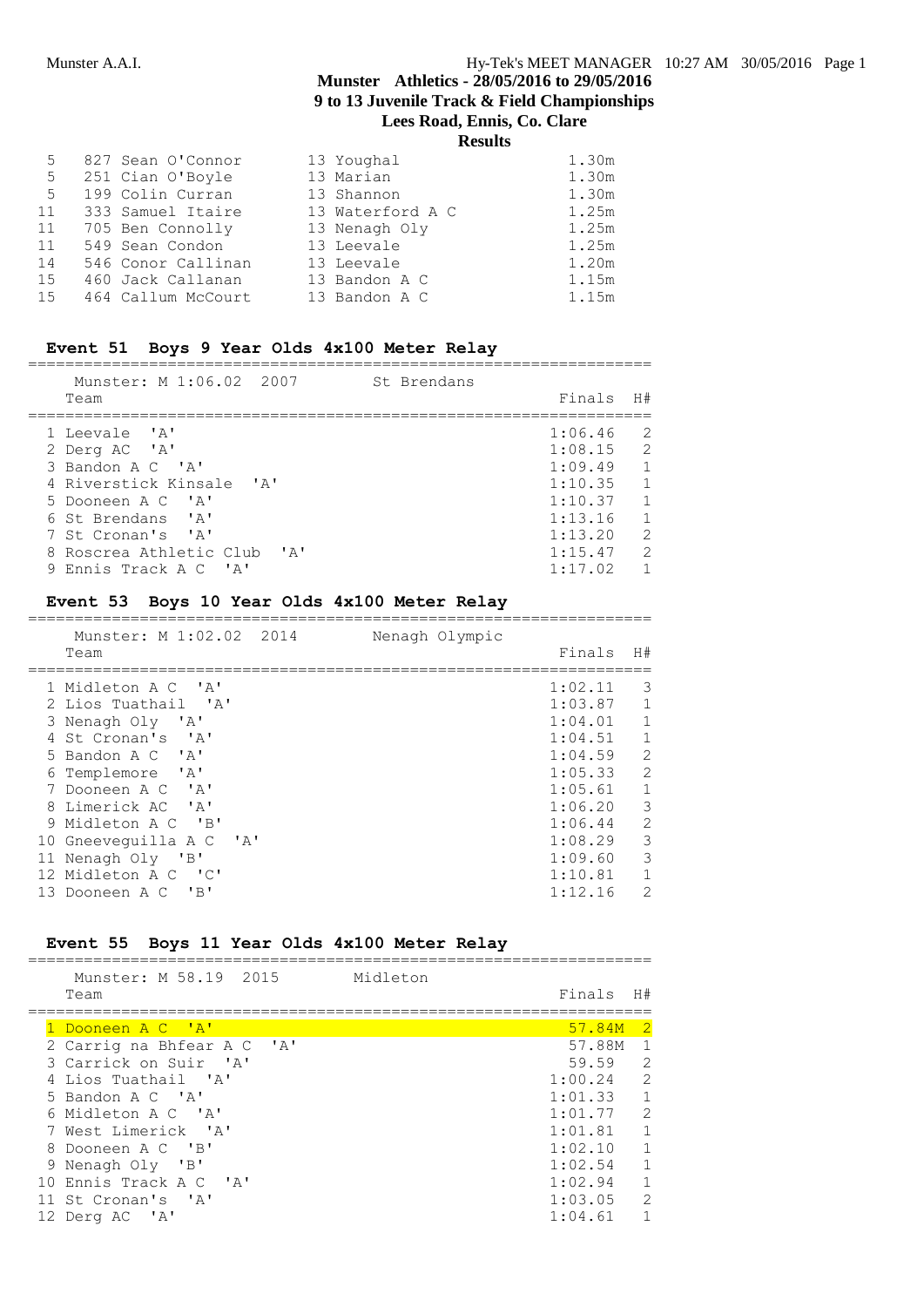Munster A.A.I.

Hy-Tek's MEET MANAGER 10:27 AM 30/05/2016

**Munster Athletics - 28/05/2016 to 29/05/2016**
**9 to 13 Juvenile Track & Field Championships**
**Lees Road, Ennis, Co. Clare**
**Results**

| | | | | |
|---|---|---|---|---|
| 5 | 827 Sean O'Connor | 13 Youghal | 1.30m |
| 5 | 251 Cian O'Boyle | 13 Marian | 1.30m |
| 5 | 199 Colin Curran | 13 Shannon | 1.30m |
| 11 | 333 Samuel Itaire | 13 Waterford A C | 1.25m |
| 11 | 705 Ben Connolly | 13 Nenagh Oly | 1.25m |
| 11 | 549 Sean Condon | 13 Leevale | 1.25m |
| 14 | 546 Conor Callinan | 13 Leevale | 1.20m |
| 15 | 460 Jack Callanan | 13 Bandon A C | 1.15m |
| 15 | 464 Callum McCourt | 13 Bandon A C | 1.15m |

## Event 51 Boys 9 Year Olds 4x100 Meter Relay

Munster: M 1:06.02 2007 St Brendans

| Team | Finals | H# |
|---|---|---|
| 1 Leevale 'A' | 1:06.46 | 2 |
| 2 Derg AC 'A' | 1:08.15 | 2 |
| 3 Bandon A C 'A' | 1:09.49 | 1 |
| 4 Riverstick Kinsale 'A' | 1:10.35 | 1 |
| 5 Dooneen A C 'A' | 1:10.37 | 1 |
| 6 St Brendans 'A' | 1:13.16 | 1 |
| 7 St Cronan's 'A' | 1:13.20 | 2 |
| 8 Roscrea Athletic Club 'A' | 1:15.47 | 2 |
| 9 Ennis Track A C 'A' | 1:17.02 | 1 |

## Event 53 Boys 10 Year Olds 4x100 Meter Relay

Munster: M 1:02.02 2014 Nenagh Olympic

| Team | Finals | H# |
|---|---|---|
| 1 Midleton A C 'A' | 1:02.11 | 3 |
| 2 Lios Tuathail 'A' | 1:03.87 | 1 |
| 3 Nenagh Oly 'A' | 1:04.01 | 1 |
| 4 St Cronan's 'A' | 1:04.51 | 1 |
| 5 Bandon A C 'A' | 1:04.59 | 2 |
| 6 Templemore 'A' | 1:05.33 | 2 |
| 7 Dooneen A C 'A' | 1:05.61 | 1 |
| 8 Limerick AC 'A' | 1:06.20 | 3 |
| 9 Midleton A C 'B' | 1:06.44 | 2 |
| 10 Gneeveguilla A C 'A' | 1:08.29 | 3 |
| 11 Nenagh Oly 'B' | 1:09.60 | 3 |
| 12 Midleton A C 'C' | 1:10.81 | 1 |
| 13 Dooneen A C 'B' | 1:12.16 | 2 |

## Event 55 Boys 11 Year Olds 4x100 Meter Relay

Munster: M 58.19 2015 Midleton

| Team | Finals | H# |
|---|---|---|
| 1 Dooneen A C 'A' | 57.84M | 2 |
| 2 Carrig na Bhfear A C 'A' | 57.88M | 1 |
| 3 Carrick on Suir 'A' | 59.59 | 2 |
| 4 Lios Tuathail 'A' | 1:00.24 | 2 |
| 5 Bandon A C 'A' | 1:01.33 | 1 |
| 6 Midleton A C 'A' | 1:01.77 | 2 |
| 7 West Limerick 'A' | 1:01.81 | 1 |
| 8 Dooneen A C 'B' | 1:02.10 | 1 |
| 9 Nenagh Oly 'B' | 1:02.54 | 1 |
| 10 Ennis Track A C 'A' | 1:02.94 | 1 |
| 11 St Cronan's 'A' | 1:03.05 | 2 |
| 12 Derg AC 'A' | 1:04.61 | 1 |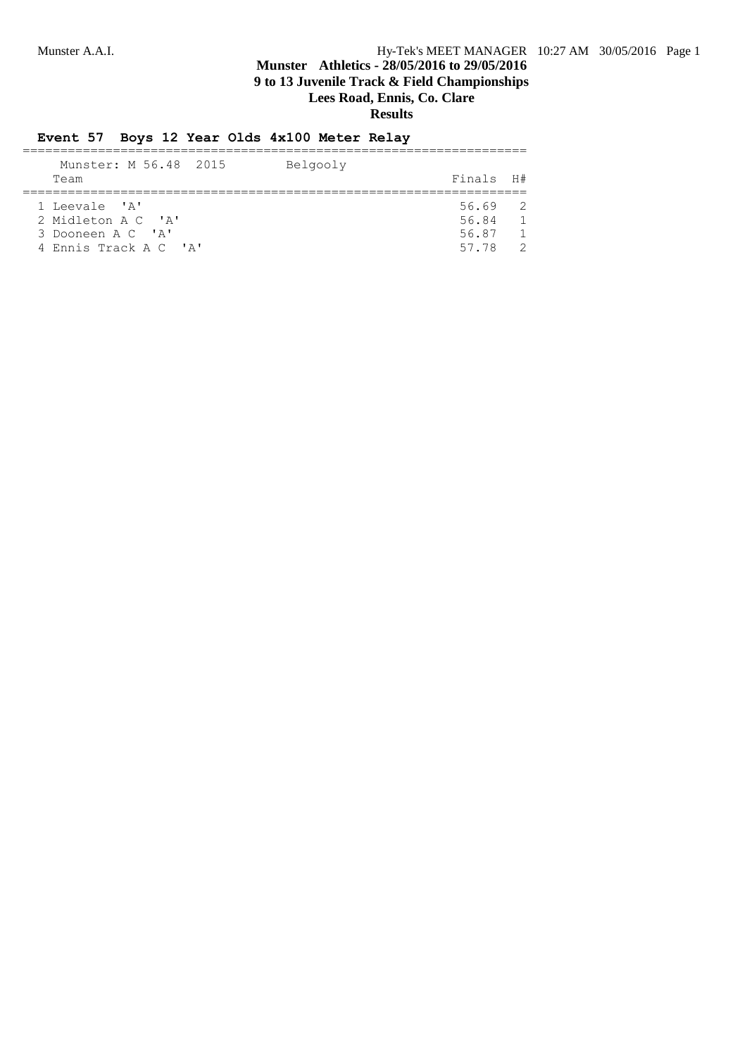**Munster Athletics - 28/05/2016 to 29/05/2016**
**9 to 13 Juvenile Track & Field Championships**
**Lees Road, Ennis, Co. Clare**
**Results**

### Event 57 Boys 12 Year Olds 4x100 Meter Relay

Munster: M 56.48 2015 Belgooly

| Team | Finals | H# |
|---|---|---|
| 1 Leevale 'A' | 56.69 | 2 |
| 2 Midleton A C 'A' | 56.84 | 1 |
| 3 Dooneen A C 'A' | 56.87 | 1 |
| 4 Ennis Track A C 'A' | 57.78 | 2 |